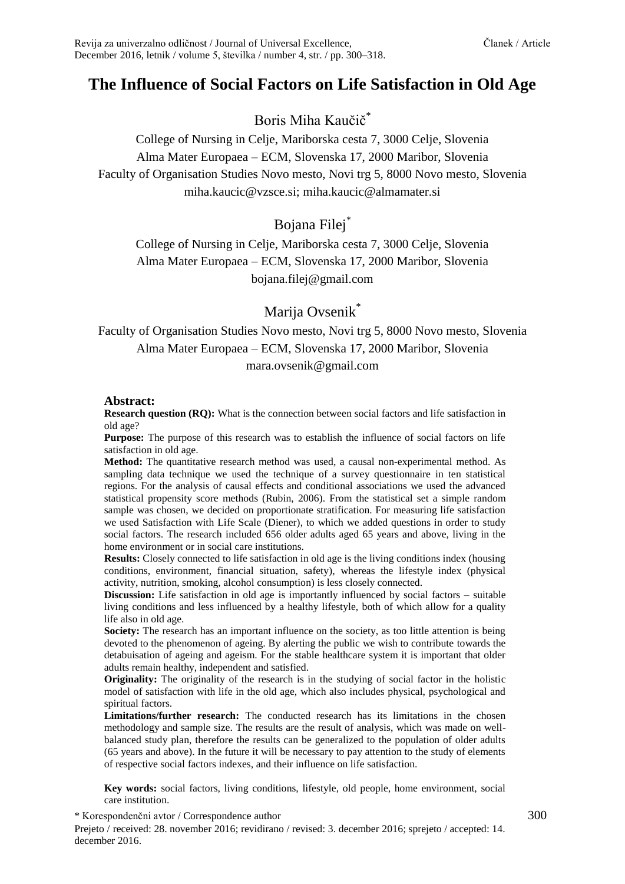# The Influence of Social Factors on Life Satisfaction in Old Age

Boris Miha Kaučič*

College of Nursing in Celje, Mariborska cesta 7, 3000 Celje, Slovenia
Alma Mater Europaea – ECM, Slovenska 17, 2000 Maribor, Slovenia
Faculty of Organisation Studies Novo mesto, Novi trg 5, 8000 Novo mesto, Slovenia
miha.kaucic@vzsce.si; miha.kaucic@almamater.si

Bojana Filej*

College of Nursing in Celje, Mariborska cesta 7, 3000 Celje, Slovenia
Alma Mater Europaea – ECM, Slovenska 17, 2000 Maribor, Slovenia
bojana.filej@gmail.com

Marija Ovsenik*

Faculty of Organisation Studies Novo mesto, Novi trg 5, 8000 Novo mesto, Slovenia
Alma Mater Europaea – ECM, Slovenska 17, 2000 Maribor, Slovenia
mara.ovsenik@gmail.com

## Abstract:

**Research question (RQ):** What is the connection between social factors and life satisfaction in old age?

**Purpose:** The purpose of this research was to establish the influence of social factors on life satisfaction in old age.

**Method:** The quantitative research method was used, a causal non-experimental method. As sampling data technique we used the technique of a survey questionnaire in ten statistical regions. For the analysis of causal effects and conditional associations we used the advanced statistical propensity score methods (Rubin, 2006). From the statistical set a simple random sample was chosen, we decided on proportionate stratification. For measuring life satisfaction we used Satisfaction with Life Scale (Diener), to which we added questions in order to study social factors. The research included 656 older adults aged 65 years and above, living in the home environment or in social care institutions.

**Results:** Closely connected to life satisfaction in old age is the living conditions index (housing conditions, environment, financial situation, safety), whereas the lifestyle index (physical activity, nutrition, smoking, alcohol consumption) is less closely connected.

**Discussion:** Life satisfaction in old age is importantly influenced by social factors – suitable living conditions and less influenced by a healthy lifestyle, both of which allow for a quality life also in old age.

**Society:** The research has an important influence on the society, as too little attention is being devoted to the phenomenon of ageing. By alerting the public we wish to contribute towards the detabuisation of ageing and ageism. For the stable healthcare system it is important that older adults remain healthy, independent and satisfied.

**Originality:** The originality of the research is in the studying of social factor in the holistic model of satisfaction with life in the old age, which also includes physical, psychological and spiritual factors.

**Limitations/further research:** The conducted research has its limitations in the chosen methodology and sample size. The results are the result of analysis, which was made on well-balanced study plan, therefore the results can be generalized to the population of older adults (65 years and above). In the future it will be necessary to pay attention to the study of elements of respective social factors indexes, and their influence on life satisfaction.

**Key words:** social factors, living conditions, lifestyle, old people, home environment, social care institution.

\* Korespondenčni avtor / Correspondence author

Prejeto / received: 28. november 2016; revidirano / revised: 3. december 2016; sprejeto / accepted: 14. december 2016.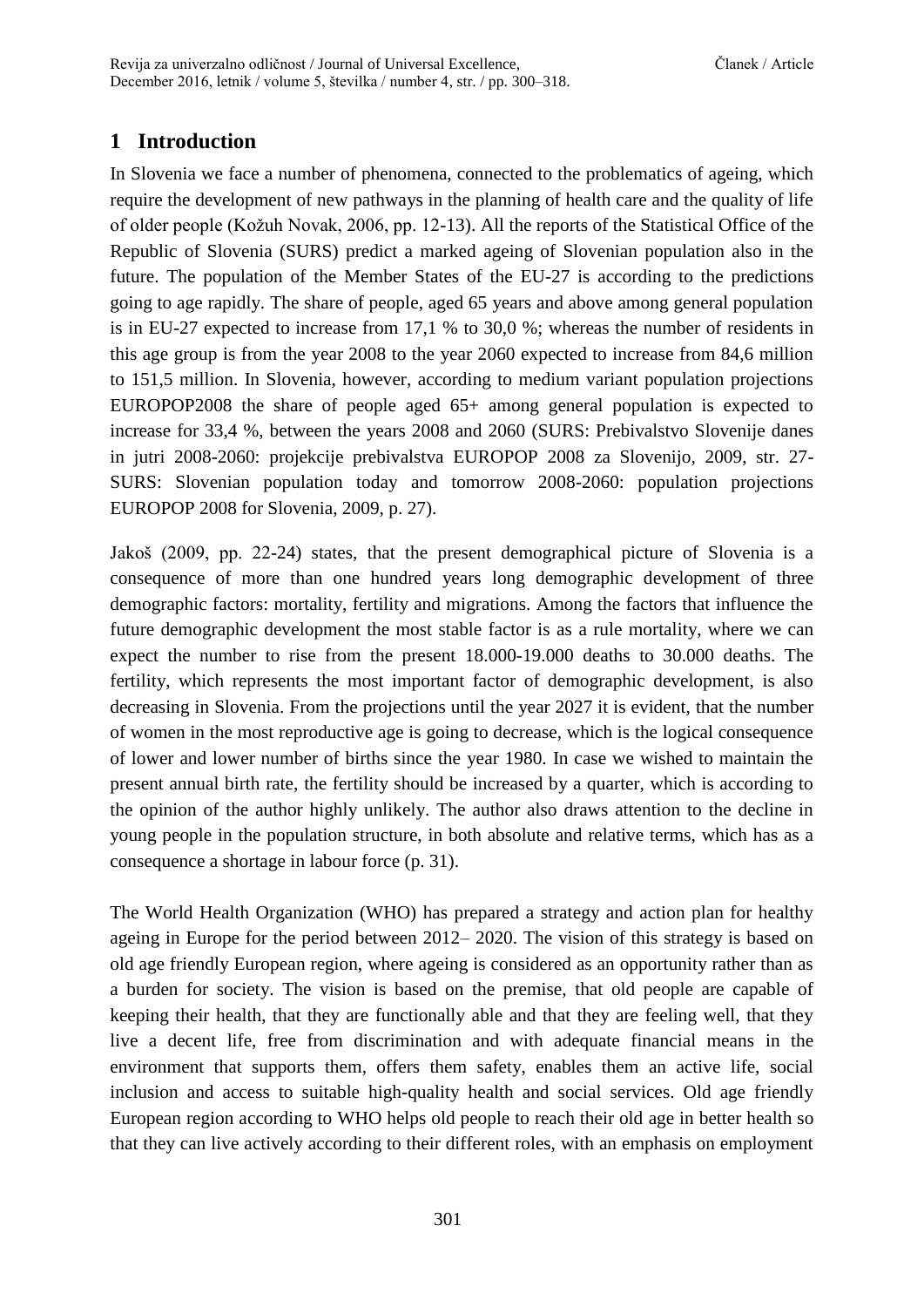## 1 Introduction

In Slovenia we face a number of phenomena, connected to the problematics of ageing, which require the development of new pathways in the planning of health care and the quality of life of older people (Kožuh Novak, 2006, pp. 12-13). All the reports of the Statistical Office of the Republic of Slovenia (SURS) predict a marked ageing of Slovenian population also in the future. The population of the Member States of the EU-27 is according to the predictions going to age rapidly. The share of people, aged 65 years and above among general population is in EU-27 expected to increase from 17,1 % to 30,0 %; whereas the number of residents in this age group is from the year 2008 to the year 2060 expected to increase from 84,6 million to 151,5 million. In Slovenia, however, according to medium variant population projections EUROPOP2008 the share of people aged 65+ among general population is expected to increase for 33,4 %, between the years 2008 and 2060 (SURS: Prebivalstvo Slovenije danes in jutri 2008-2060: projekcije prebivalstva EUROPOP 2008 za Slovenijo, 2009, str. 27- SURS: Slovenian population today and tomorrow 2008-2060: population projections EUROPOP 2008 for Slovenia, 2009, p. 27).

Jakoš (2009, pp. 22-24) states, that the present demographical picture of Slovenia is a consequence of more than one hundred years long demographic development of three demographic factors: mortality, fertility and migrations. Among the factors that influence the future demographic development the most stable factor is as a rule mortality, where we can expect the number to rise from the present 18.000-19.000 deaths to 30.000 deaths. The fertility, which represents the most important factor of demographic development, is also decreasing in Slovenia. From the projections until the year 2027 it is evident, that the number of women in the most reproductive age is going to decrease, which is the logical consequence of lower and lower number of births since the year 1980. In case we wished to maintain the present annual birth rate, the fertility should be increased by a quarter, which is according to the opinion of the author highly unlikely. The author also draws attention to the decline in young people in the population structure, in both absolute and relative terms, which has as a consequence a shortage in labour force (p. 31).

The World Health Organization (WHO) has prepared a strategy and action plan for healthy ageing in Europe for the period between 2012– 2020. The vision of this strategy is based on old age friendly European region, where ageing is considered as an opportunity rather than as a burden for society. The vision is based on the premise, that old people are capable of keeping their health, that they are functionally able and that they are feeling well, that they live a decent life, free from discrimination and with adequate financial means in the environment that supports them, offers them safety, enables them an active life, social inclusion and access to suitable high-quality health and social services. Old age friendly European region according to WHO helps old people to reach their old age in better health so that they can live actively according to their different roles, with an emphasis on employment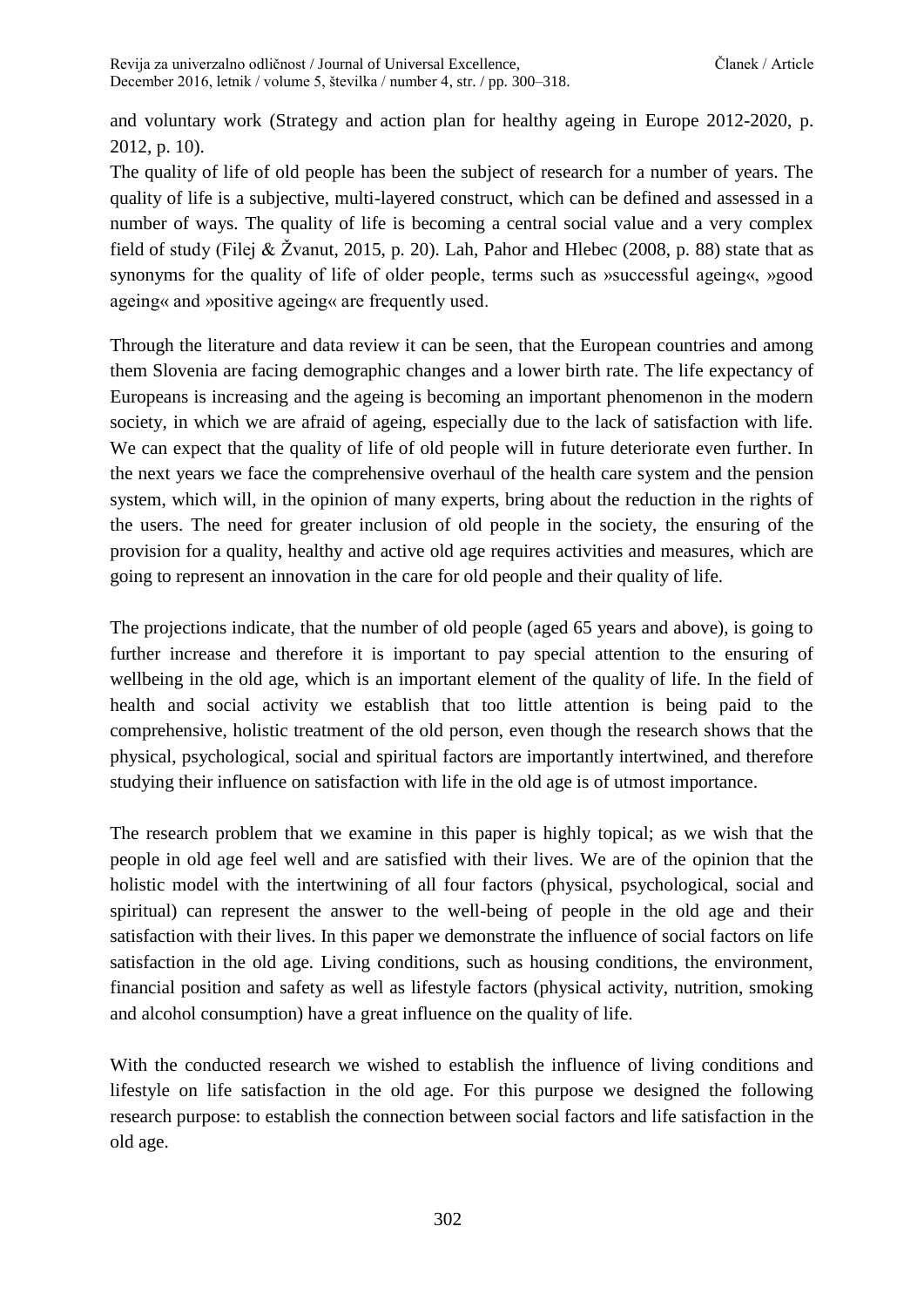and voluntary work (Strategy and action plan for healthy ageing in Europe 2012-2020, p. 2012, p. 10).

The quality of life of old people has been the subject of research for a number of years. The quality of life is a subjective, multi-layered construct, which can be defined and assessed in a number of ways. The quality of life is becoming a central social value and a very complex field of study (Filej & Žvanut, 2015, p. 20). Lah, Pahor and Hlebec (2008, p. 88) state that as synonyms for the quality of life of older people, terms such as »successful ageing«, »good ageing« and »positive ageing« are frequently used.

Through the literature and data review it can be seen, that the European countries and among them Slovenia are facing demographic changes and a lower birth rate. The life expectancy of Europeans is increasing and the ageing is becoming an important phenomenon in the modern society, in which we are afraid of ageing, especially due to the lack of satisfaction with life. We can expect that the quality of life of old people will in future deteriorate even further. In the next years we face the comprehensive overhaul of the health care system and the pension system, which will, in the opinion of many experts, bring about the reduction in the rights of the users. The need for greater inclusion of old people in the society, the ensuring of the provision for a quality, healthy and active old age requires activities and measures, which are going to represent an innovation in the care for old people and their quality of life.

The projections indicate, that the number of old people (aged 65 years and above), is going to further increase and therefore it is important to pay special attention to the ensuring of wellbeing in the old age, which is an important element of the quality of life. In the field of health and social activity we establish that too little attention is being paid to the comprehensive, holistic treatment of the old person, even though the research shows that the physical, psychological, social and spiritual factors are importantly intertwined, and therefore studying their influence on satisfaction with life in the old age is of utmost importance.

The research problem that we examine in this paper is highly topical; as we wish that the people in old age feel well and are satisfied with their lives. We are of the opinion that the holistic model with the intertwining of all four factors (physical, psychological, social and spiritual) can represent the answer to the well-being of people in the old age and their satisfaction with their lives. In this paper we demonstrate the influence of social factors on life satisfaction in the old age. Living conditions, such as housing conditions, the environment, financial position and safety as well as lifestyle factors (physical activity, nutrition, smoking and alcohol consumption) have a great influence on the quality of life.

With the conducted research we wished to establish the influence of living conditions and lifestyle on life satisfaction in the old age. For this purpose we designed the following research purpose: to establish the connection between social factors and life satisfaction in the old age.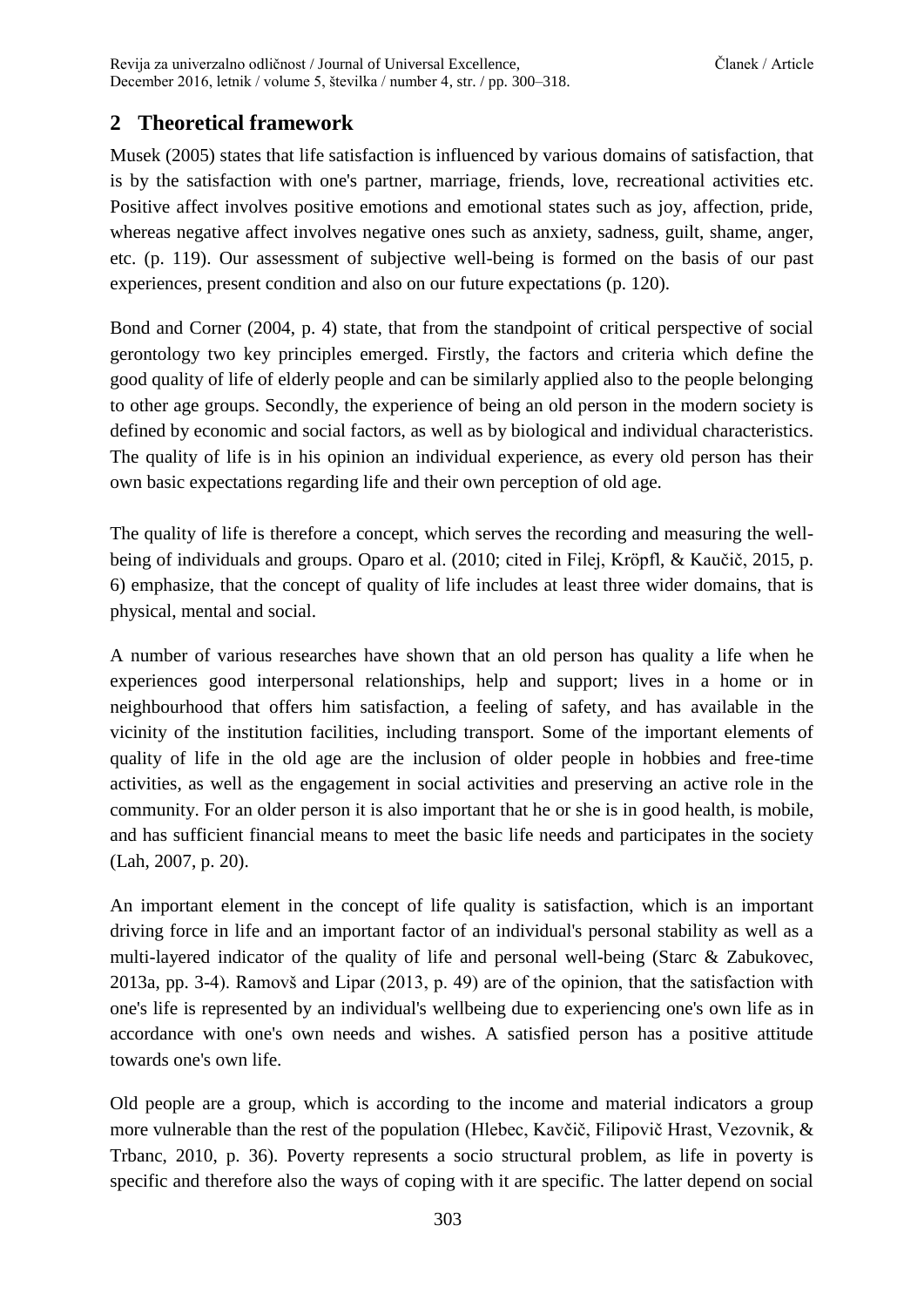## 2 Theoretical framework

Musek (2005) states that life satisfaction is influenced by various domains of satisfaction, that is by the satisfaction with one's partner, marriage, friends, love, recreational activities etc. Positive affect involves positive emotions and emotional states such as joy, affection, pride, whereas negative affect involves negative ones such as anxiety, sadness, guilt, shame, anger, etc. (p. 119). Our assessment of subjective well-being is formed on the basis of our past experiences, present condition and also on our future expectations (p. 120).

Bond and Corner (2004, p. 4) state, that from the standpoint of critical perspective of social gerontology two key principles emerged. Firstly, the factors and criteria which define the good quality of life of elderly people and can be similarly applied also to the people belonging to other age groups. Secondly, the experience of being an old person in the modern society is defined by economic and social factors, as well as by biological and individual characteristics. The quality of life is in his opinion an individual experience, as every old person has their own basic expectations regarding life and their own perception of old age.

The quality of life is therefore a concept, which serves the recording and measuring the well-being of individuals and groups. Oparo et al. (2010; cited in Filej, Kröpfl, & Kaučič, 2015, p. 6) emphasize, that the concept of quality of life includes at least three wider domains, that is physical, mental and social.

A number of various researches have shown that an old person has quality a life when he experiences good interpersonal relationships, help and support; lives in a home or in neighbourhood that offers him satisfaction, a feeling of safety, and has available in the vicinity of the institution facilities, including transport. Some of the important elements of quality of life in the old age are the inclusion of older people in hobbies and free-time activities, as well as the engagement in social activities and preserving an active role in the community. For an older person it is also important that he or she is in good health, is mobile, and has sufficient financial means to meet the basic life needs and participates in the society (Lah, 2007, p. 20).

An important element in the concept of life quality is satisfaction, which is an important driving force in life and an important factor of an individual's personal stability as well as a multi-layered indicator of the quality of life and personal well-being (Starc & Zabukovec, 2013a, pp. 3-4). Ramovš and Lipar (2013, p. 49) are of the opinion, that the satisfaction with one's life is represented by an individual's wellbeing due to experiencing one's own life as in accordance with one's own needs and wishes. A satisfied person has a positive attitude towards one's own life.

Old people are a group, which is according to the income and material indicators a group more vulnerable than the rest of the population (Hlebec, Kavčič, Filipovič Hrast, Vezovnik, & Trbanc, 2010, p. 36). Poverty represents a socio structural problem, as life in poverty is specific and therefore also the ways of coping with it are specific. The latter depend on social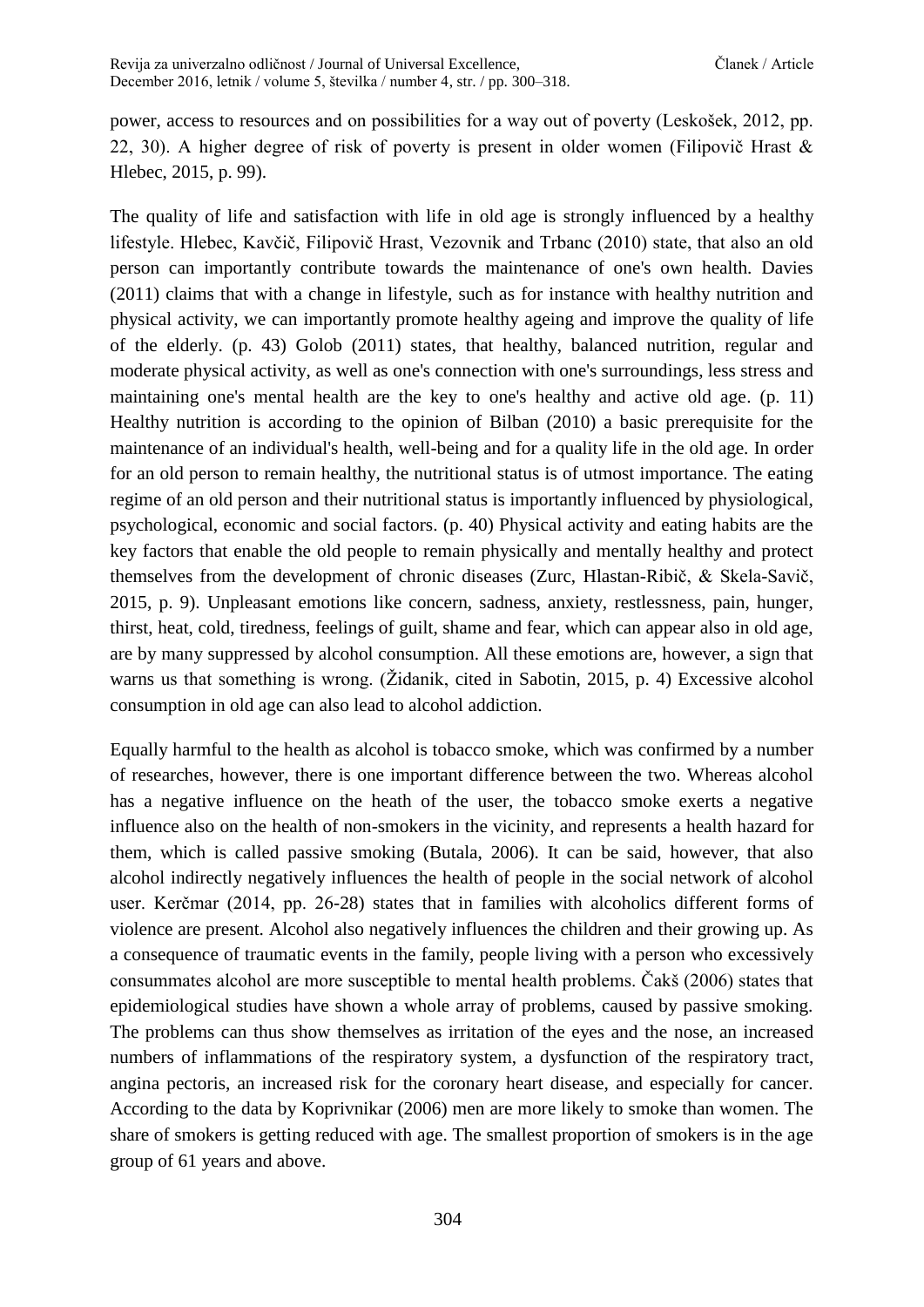power, access to resources and on possibilities for a way out of poverty (Leskošek, 2012, pp. 22, 30). A higher degree of risk of poverty is present in older women (Filipovič Hrast & Hlebec, 2015, p. 99).

The quality of life and satisfaction with life in old age is strongly influenced by a healthy lifestyle. Hlebec, Kavčič, Filipovič Hrast, Vezovnik and Trbanc (2010) state, that also an old person can importantly contribute towards the maintenance of one's own health. Davies (2011) claims that with a change in lifestyle, such as for instance with healthy nutrition and physical activity, we can importantly promote healthy ageing and improve the quality of life of the elderly. (p. 43) Golob (2011) states, that healthy, balanced nutrition, regular and moderate physical activity, as well as one's connection with one's surroundings, less stress and maintaining one's mental health are the key to one's healthy and active old age. (p. 11) Healthy nutrition is according to the opinion of Bilban (2010) a basic prerequisite for the maintenance of an individual's health, well-being and for a quality life in the old age. In order for an old person to remain healthy, the nutritional status is of utmost importance. The eating regime of an old person and their nutritional status is importantly influenced by physiological, psychological, economic and social factors. (p. 40) Physical activity and eating habits are the key factors that enable the old people to remain physically and mentally healthy and protect themselves from the development of chronic diseases (Zurc, Hlastan-Ribič, & Skela-Savič, 2015, p. 9). Unpleasant emotions like concern, sadness, anxiety, restlessness, pain, hunger, thirst, heat, cold, tiredness, feelings of guilt, shame and fear, which can appear also in old age, are by many suppressed by alcohol consumption. All these emotions are, however, a sign that warns us that something is wrong. (Židanik, cited in Sabotin, 2015, p. 4) Excessive alcohol consumption in old age can also lead to alcohol addiction.

Equally harmful to the health as alcohol is tobacco smoke, which was confirmed by a number of researches, however, there is one important difference between the two. Whereas alcohol has a negative influence on the heath of the user, the tobacco smoke exerts a negative influence also on the health of non-smokers in the vicinity, and represents a health hazard for them, which is called passive smoking (Butala, 2006). It can be said, however, that also alcohol indirectly negatively influences the health of people in the social network of alcohol user. Kerčmar (2014, pp. 26-28) states that in families with alcoholics different forms of violence are present. Alcohol also negatively influences the children and their growing up. As a consequence of traumatic events in the family, people living with a person who excessively consummates alcohol are more susceptible to mental health problems. Čakš (2006) states that epidemiological studies have shown a whole array of problems, caused by passive smoking. The problems can thus show themselves as irritation of the eyes and the nose, an increased numbers of inflammations of the respiratory system, a dysfunction of the respiratory tract, angina pectoris, an increased risk for the coronary heart disease, and especially for cancer. According to the data by Koprivnikar (2006) men are more likely to smoke than women. The share of smokers is getting reduced with age. The smallest proportion of smokers is in the age group of 61 years and above.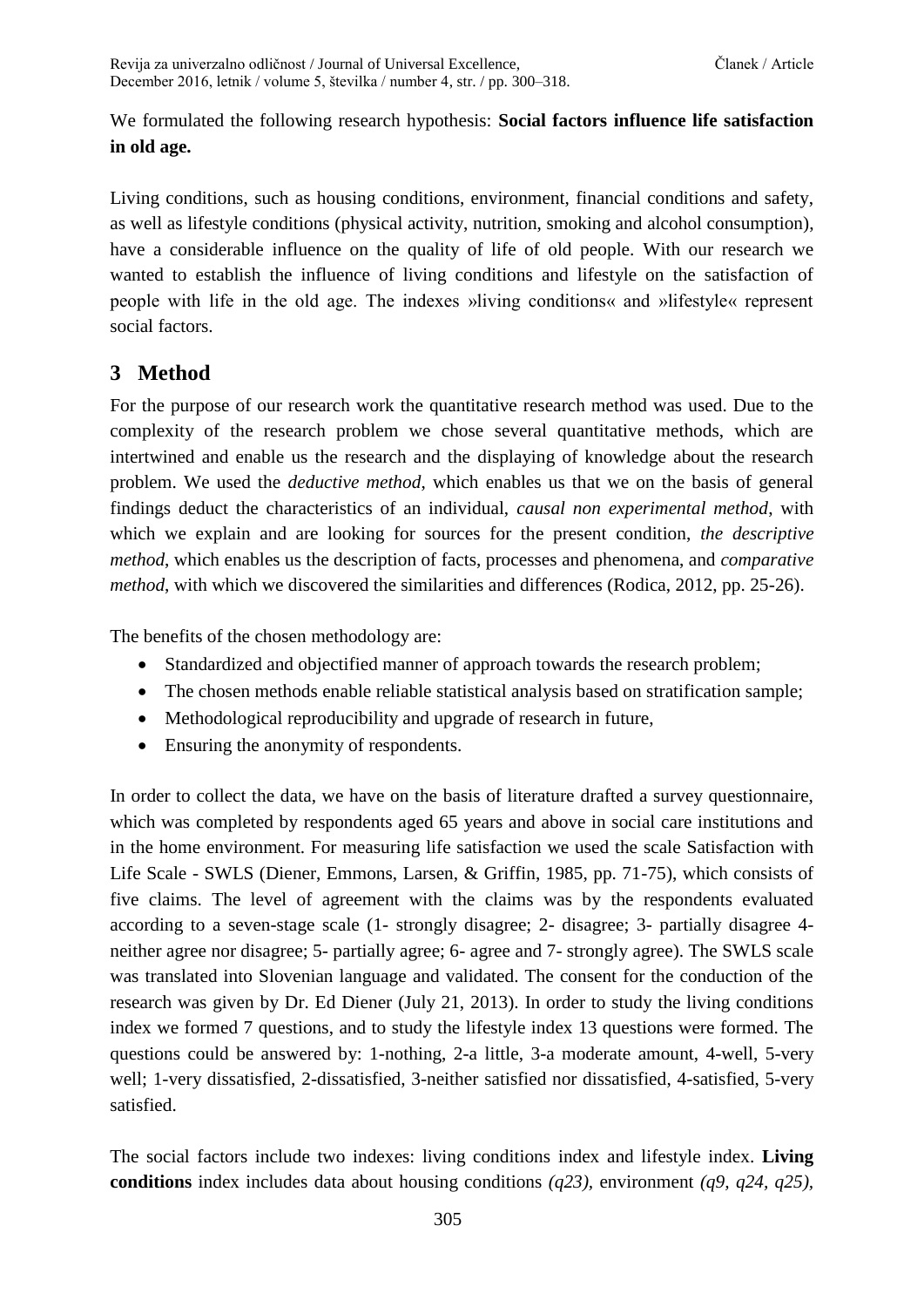We formulated the following research hypothesis: **Social factors influence life satisfaction in old age.**

Living conditions, such as housing conditions, environment, financial conditions and safety, as well as lifestyle conditions (physical activity, nutrition, smoking and alcohol consumption), have a considerable influence on the quality of life of old people. With our research we wanted to establish the influence of living conditions and lifestyle on the satisfaction of people with life in the old age. The indexes »living conditions« and »lifestyle« represent social factors.

## 3 Method

For the purpose of our research work the quantitative research method was used. Due to the complexity of the research problem we chose several quantitative methods, which are intertwined and enable us the research and the displaying of knowledge about the research problem. We used the *deductive method*, which enables us that we on the basis of general findings deduct the characteristics of an individual, *causal non experimental method*, with which we explain and are looking for sources for the present condition, *the descriptive method*, which enables us the description of facts, processes and phenomena, and *comparative method*, with which we discovered the similarities and differences (Rodica, 2012, pp. 25-26).

The benefits of the chosen methodology are:

- Standardized and objectified manner of approach towards the research problem;
- The chosen methods enable reliable statistical analysis based on stratification sample;
- Methodological reproducibility and upgrade of research in future,
- Ensuring the anonymity of respondents.

In order to collect the data, we have on the basis of literature drafted a survey questionnaire, which was completed by respondents aged 65 years and above in social care institutions and in the home environment. For measuring life satisfaction we used the scale Satisfaction with Life Scale - SWLS (Diener, Emmons, Larsen, & Griffin, 1985, pp. 71-75), which consists of five claims. The level of agreement with the claims was by the respondents evaluated according to a seven-stage scale (1- strongly disagree; 2- disagree; 3- partially disagree 4- neither agree nor disagree; 5- partially agree; 6- agree and 7- strongly agree). The SWLS scale was translated into Slovenian language and validated. The consent for the conduction of the research was given by Dr. Ed Diener (July 21, 2013). In order to study the living conditions index we formed 7 questions, and to study the lifestyle index 13 questions were formed. The questions could be answered by: 1-nothing, 2-a little, 3-a moderate amount, 4-well, 5-very well; 1-very dissatisfied, 2-dissatisfied, 3-neither satisfied nor dissatisfied, 4-satisfied, 5-very satisfied.

The social factors include two indexes: living conditions index and lifestyle index. **Living conditions** index includes data about housing conditions *(q23)*, environment *(q9, q24, q25)*,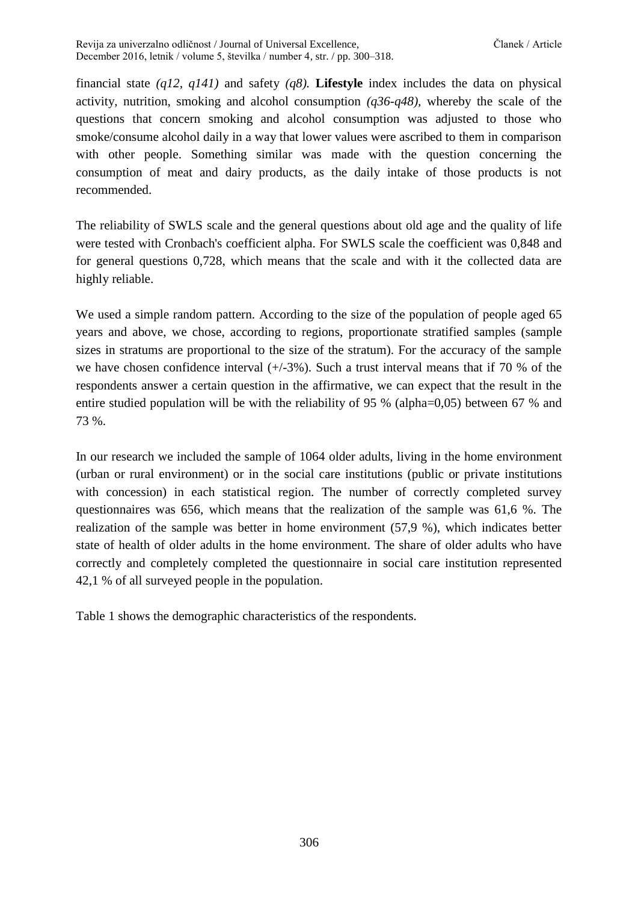financial state *(q12, q141)* and safety *(q8).* **Lifestyle** index includes the data on physical activity, nutrition, smoking and alcohol consumption *(q36-q48)*, whereby the scale of the questions that concern smoking and alcohol consumption was adjusted to those who smoke/consume alcohol daily in a way that lower values were ascribed to them in comparison with other people. Something similar was made with the question concerning the consumption of meat and dairy products, as the daily intake of those products is not recommended.

The reliability of SWLS scale and the general questions about old age and the quality of life were tested with Cronbach's coefficient alpha. For SWLS scale the coefficient was 0,848 and for general questions 0,728, which means that the scale and with it the collected data are highly reliable.

We used a simple random pattern. According to the size of the population of people aged 65 years and above, we chose, according to regions, proportionate stratified samples (sample sizes in stratums are proportional to the size of the stratum). For the accuracy of the sample we have chosen confidence interval (+/-3%). Such a trust interval means that if 70 % of the respondents answer a certain question in the affirmative, we can expect that the result in the entire studied population will be with the reliability of 95 % (alpha=0,05) between 67 % and 73 %.

In our research we included the sample of 1064 older adults, living in the home environment (urban or rural environment) or in the social care institutions (public or private institutions with concession) in each statistical region. The number of correctly completed survey questionnaires was 656, which means that the realization of the sample was 61,6 %. The realization of the sample was better in home environment (57,9 %), which indicates better state of health of older adults in the home environment. The share of older adults who have correctly and completely completed the questionnaire in social care institution represented 42,1 % of all surveyed people in the population.

Table 1 shows the demographic characteristics of the respondents.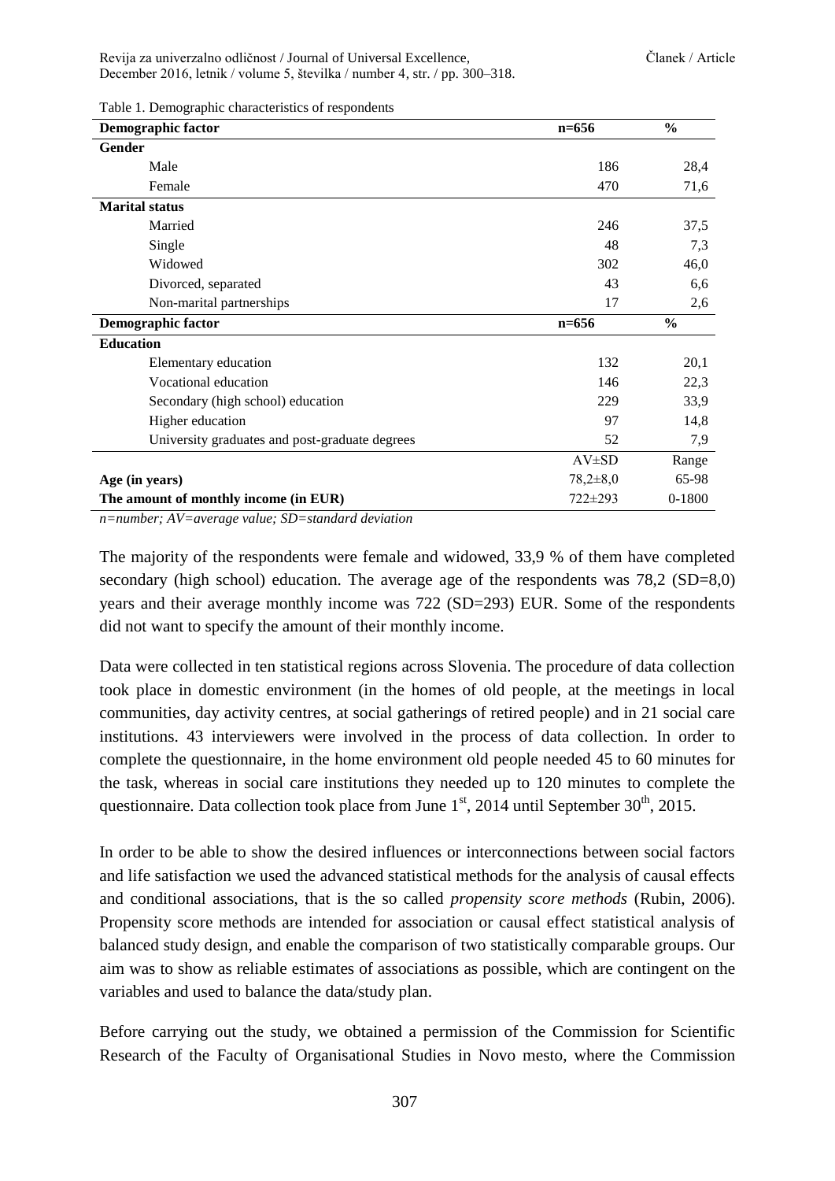Table 1. Demographic characteristics of respondents

| Demographic factor | n=656 | % |
|---|---|---|
| **Gender** | | |
| Male | 186 | 28,4 |
| Female | 470 | 71,6 |
| **Marital status** | | |
| Married | 246 | 37,5 |
| Single | 48 | 7,3 |
| Widowed | 302 | 46,0 |
| Divorced, separated | 43 | 6,6 |
| Non-marital partnerships | 17 | 2,6 |
| **Demographic factor** | **n=656** | **%** |
| **Education** | | |
| Elementary education | 132 | 20,1 |
| Vocational education | 146 | 22,3 |
| Secondary (high school) education | 229 | 33,9 |
| Higher education | 97 | 14,8 |
| University graduates and post-graduate degrees | 52 | 7,9 |
| | AV±SD | Range |
| **Age (in years)** | 78,2±8,0 | 65-98 |
| **The amount of monthly income (in EUR)** | 722±293 | 0-1800 |

*n=number; AV=average value; SD=standard deviation*

The majority of the respondents were female and widowed, 33,9 % of them have completed secondary (high school) education. The average age of the respondents was 78,2 (SD=8,0) years and their average monthly income was 722 (SD=293) EUR. Some of the respondents did not want to specify the amount of their monthly income.

Data were collected in ten statistical regions across Slovenia. The procedure of data collection took place in domestic environment (in the homes of old people, at the meetings in local communities, day activity centres, at social gatherings of retired people) and in 21 social care institutions. 43 interviewers were involved in the process of data collection. In order to complete the questionnaire, in the home environment old people needed 45 to 60 minutes for the task, whereas in social care institutions they needed up to 120 minutes to complete the questionnaire. Data collection took place from June 1st, 2014 until September 30th, 2015.

In order to be able to show the desired influences or interconnections between social factors and life satisfaction we used the advanced statistical methods for the analysis of causal effects and conditional associations, that is the so called *propensity score methods* (Rubin, 2006). Propensity score methods are intended for association or causal effect statistical analysis of balanced study design, and enable the comparison of two statistically comparable groups. Our aim was to show as reliable estimates of associations as possible, which are contingent on the variables and used to balance the data/study plan.

Before carrying out the study, we obtained a permission of the Commission for Scientific Research of the Faculty of Organisational Studies in Novo mesto, where the Commission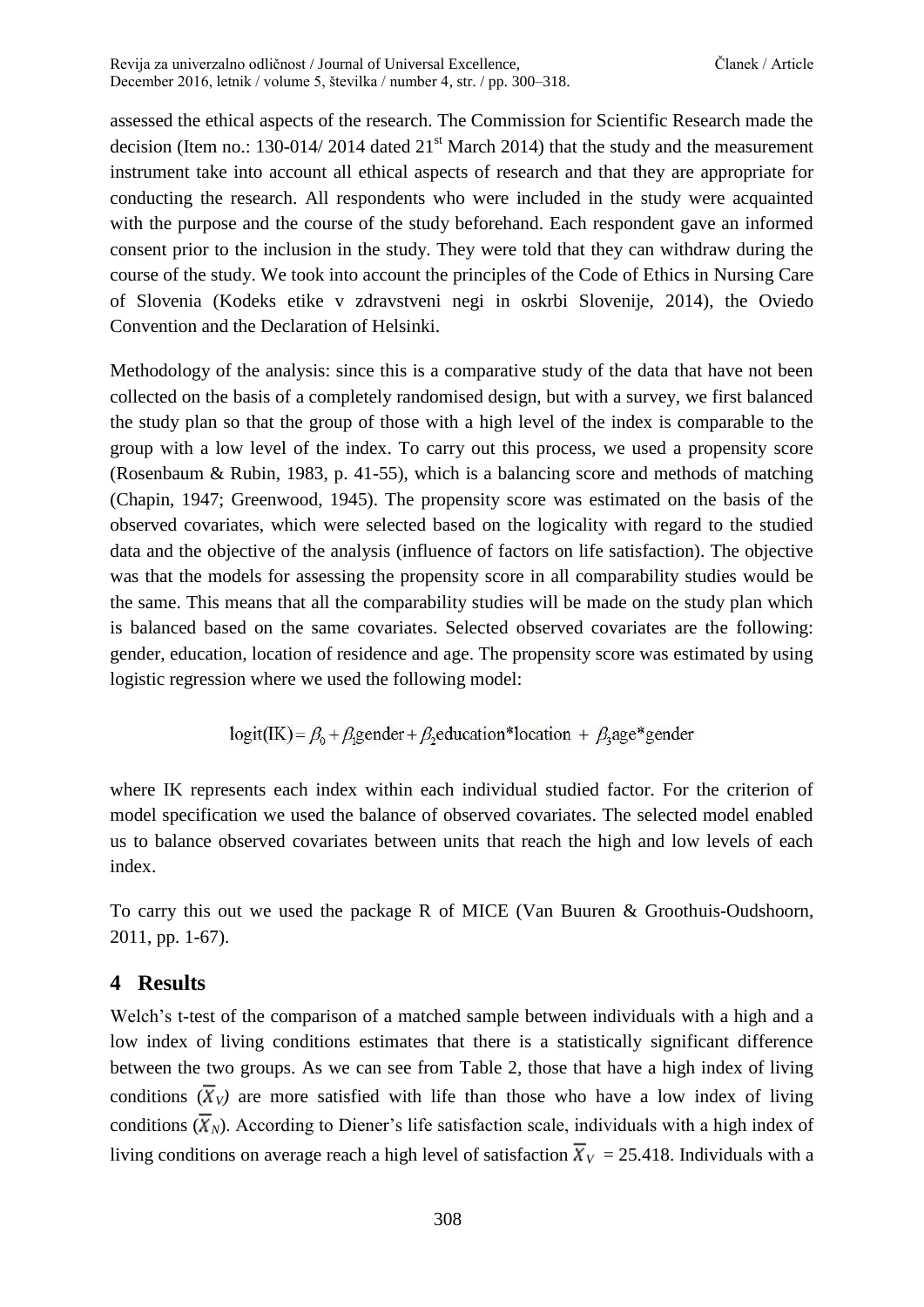assessed the ethical aspects of the research. The Commission for Scientific Research made the decision (Item no.: 130-014/ 2014 dated 21st March 2014) that the study and the measurement instrument take into account all ethical aspects of research and that they are appropriate for conducting the research. All respondents who were included in the study were acquainted with the purpose and the course of the study beforehand. Each respondent gave an informed consent prior to the inclusion in the study. They were told that they can withdraw during the course of the study. We took into account the principles of the Code of Ethics in Nursing Care of Slovenia (Kodeks etike v zdravstveni negi in oskrbi Slovenije, 2014), the Oviedo Convention and the Declaration of Helsinki.

Methodology of the analysis: since this is a comparative study of the data that have not been collected on the basis of a completely randomised design, but with a survey, we first balanced the study plan so that the group of those with a high level of the index is comparable to the group with a low level of the index. To carry out this process, we used a propensity score (Rosenbaum & Rubin, 1983, p. 41-55), which is a balancing score and methods of matching (Chapin, 1947; Greenwood, 1945). The propensity score was estimated on the basis of the observed covariates, which were selected based on the logicality with regard to the studied data and the objective of the analysis (influence of factors on life satisfaction). The objective was that the models for assessing the propensity score in all comparability studies would be the same. This means that all the comparability studies will be made on the study plan which is balanced based on the same covariates. Selected observed covariates are the following: gender, education, location of residence and age. The propensity score was estimated by using logistic regression where we used the following model:

$$\text{logit(IK)} = \beta_0 + \beta_1\text{gender} + \beta_2\text{education*location} + \beta_3\text{age*gender}$$

where IK represents each index within each individual studied factor. For the criterion of model specification we used the balance of observed covariates. The selected model enabled us to balance observed covariates between units that reach the high and low levels of each index.

To carry this out we used the package R of MICE (Van Buuren & Groothuis-Oudshoorn, 2011, pp. 1-67).

## 4 Results

Welch's t-test of the comparison of a matched sample between individuals with a high and a low index of living conditions estimates that there is a statistically significant difference between the two groups. As we can see from Table 2, those that have a high index of living conditions ($\overline{X}_V$) are more satisfied with life than those who have a low index of living conditions ($\overline{X}_N$). According to Diener's life satisfaction scale, individuals with a high index of living conditions on average reach a high level of satisfaction $\overline{X}_V$ = 25.418. Individuals with a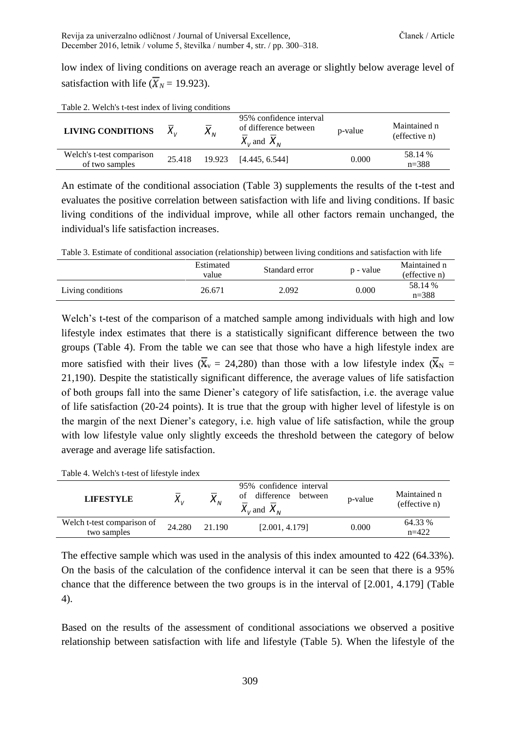low index of living conditions on average reach an average or slightly below average level of satisfaction with life ($\overline{X}_N$ = 19.923).

Table 2. Welch's t-test index of living conditions

| **LIVING CONDITIONS** | $\overline{X}_V$ | $\overline{X}_N$ | 95% confidence interval of difference between $\overline{X}_V$ and $\overline{X}_N$ | p-value | Maintained n (effective n) |
|---|---|---|---|---|---|
| Welch's t-test comparison of two samples | 25.418 | 19.923 | [4.445, 6.544] | 0.000 | 58.14 % n=388 |

An estimate of the conditional association (Table 3) supplements the results of the t-test and evaluates the positive correlation between satisfaction with life and living conditions. If basic living conditions of the individual improve, while all other factors remain unchanged, the individual's life satisfaction increases.

Table 3. Estimate of conditional association (relationship) between living conditions and satisfaction with life

| | Estimated value | Standard error | p - value | Maintained n (effective n) |
|---|---|---|---|---|
| Living conditions | 26.671 | 2.092 | 0.000 | 58.14 % n=388 |

Welch's t-test of the comparison of a matched sample among individuals with high and low lifestyle index estimates that there is a statistically significant difference between the two groups (Table 4). From the table we can see that those who have a high lifestyle index are more satisfied with their lives ($\overline{X}_v$ = 24,280) than those with a low lifestyle index ($\overline{X}_N$ = 21,190). Despite the statistically significant difference, the average values of life satisfaction of both groups fall into the same Diener's category of life satisfaction, i.e. the average value of life satisfaction (20-24 points). It is true that the group with higher level of lifestyle is on the margin of the next Diener's category, i.e. high value of life satisfaction, while the group with low lifestyle value only slightly exceeds the threshold between the category of below average and average life satisfaction.

Table 4. Welch's t-test of lifestyle index

| **LIFESTYLE** | $\overline{X}_V$ | $\overline{X}_N$ | 95% confidence interval of difference between $\overline{X}_V$ and $\overline{X}_N$ | p-value | Maintained n (effective n) |
|---|---|---|---|---|---|
| Welch t-test comparison of two samples | 24.280 | 21.190 | [2.001, 4.179] | 0.000 | 64.33 % n=422 |

The effective sample which was used in the analysis of this index amounted to 422 (64.33%). On the basis of the calculation of the confidence interval it can be seen that there is a 95% chance that the difference between the two groups is in the interval of [2.001, 4.179] (Table 4).

Based on the results of the assessment of conditional associations we observed a positive relationship between satisfaction with life and lifestyle (Table 5). When the lifestyle of the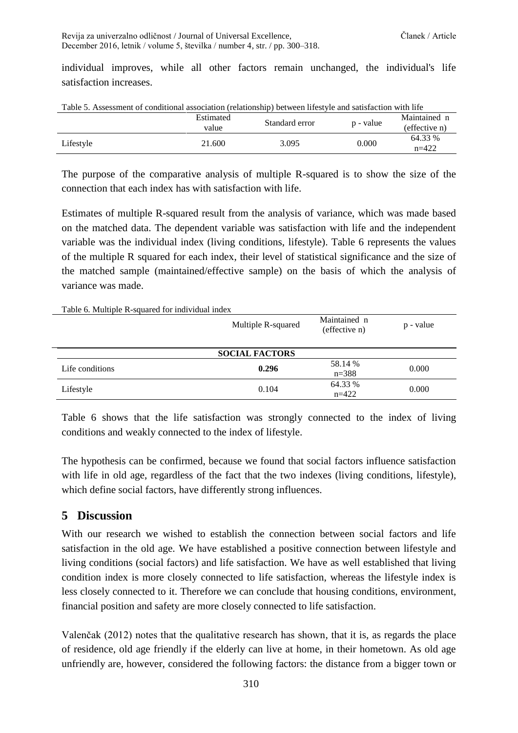individual improves, while all other factors remain unchanged, the individual's life satisfaction increases.

Table 5. Assessment of conditional association (relationship) between lifestyle and satisfaction with life

| | Estimated value | Standard error | p - value | Maintained n (effective n) |
|---|---|---|---|---|
| Lifestyle | 21.600 | 3.095 | 0.000 | 64.33 % n=422 |

The purpose of the comparative analysis of multiple R-squared is to show the size of the connection that each index has with satisfaction with life.

Estimates of multiple R-squared result from the analysis of variance, which was made based on the matched data. The dependent variable was satisfaction with life and the independent variable was the individual index (living conditions, lifestyle). Table 6 represents the values of the multiple R squared for each index, their level of statistical significance and the size of the matched sample (maintained/effective sample) on the basis of which the analysis of variance was made.

Table 6. Multiple R-squared for individual index

| | Multiple R-squared | Maintained n (effective n) | p - value |
|---|---|---|---|
| | **SOCIAL FACTORS** | | |
| Life conditions | **0.296** | 58.14 % n=388 | 0.000 |
| Lifestyle | 0.104 | 64.33 % n=422 | 0.000 |

Table 6 shows that the life satisfaction was strongly connected to the index of living conditions and weakly connected to the index of lifestyle.

The hypothesis can be confirmed, because we found that social factors influence satisfaction with life in old age, regardless of the fact that the two indexes (living conditions, lifestyle), which define social factors, have differently strong influences.

## 5 Discussion

With our research we wished to establish the connection between social factors and life satisfaction in the old age. We have established a positive connection between lifestyle and living conditions (social factors) and life satisfaction. We have as well established that living condition index is more closely connected to life satisfaction, whereas the lifestyle index is less closely connected to it. Therefore we can conclude that housing conditions, environment, financial position and safety are more closely connected to life satisfaction.

Valenčak (2012) notes that the qualitative research has shown, that it is, as regards the place of residence, old age friendly if the elderly can live at home, in their hometown. As old age unfriendly are, however, considered the following factors: the distance from a bigger town or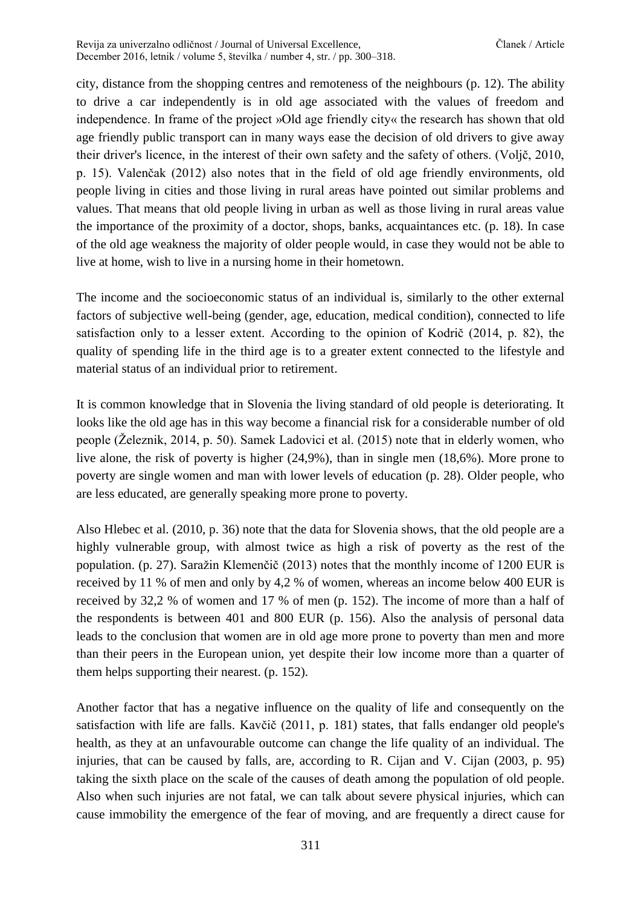city, distance from the shopping centres and remoteness of the neighbours (p. 12). The ability to drive a car independently is in old age associated with the values of freedom and independence. In frame of the project »Old age friendly city« the research has shown that old age friendly public transport can in many ways ease the decision of old drivers to give away their driver's licence, in the interest of their own safety and the safety of others. (Voljč, 2010, p. 15). Valenčak (2012) also notes that in the field of old age friendly environments, old people living in cities and those living in rural areas have pointed out similar problems and values. That means that old people living in urban as well as those living in rural areas value the importance of the proximity of a doctor, shops, banks, acquaintances etc. (p. 18). In case of the old age weakness the majority of older people would, in case they would not be able to live at home, wish to live in a nursing home in their hometown.

The income and the socioeconomic status of an individual is, similarly to the other external factors of subjective well-being (gender, age, education, medical condition), connected to life satisfaction only to a lesser extent. According to the opinion of Kodrič (2014, p. 82), the quality of spending life in the third age is to a greater extent connected to the lifestyle and material status of an individual prior to retirement.

It is common knowledge that in Slovenia the living standard of old people is deteriorating. It looks like the old age has in this way become a financial risk for a considerable number of old people (Železnik, 2014, p. 50). Samek Ladovici et al. (2015) note that in elderly women, who live alone, the risk of poverty is higher (24,9%), than in single men (18,6%). More prone to poverty are single women and man with lower levels of education (p. 28). Older people, who are less educated, are generally speaking more prone to poverty.

Also Hlebec et al. (2010, p. 36) note that the data for Slovenia shows, that the old people are a highly vulnerable group, with almost twice as high a risk of poverty as the rest of the population. (p. 27). Saražin Klemenčič (2013) notes that the monthly income of 1200 EUR is received by 11 % of men and only by 4,2 % of women, whereas an income below 400 EUR is received by 32,2 % of women and 17 % of men (p. 152). The income of more than a half of the respondents is between 401 and 800 EUR (p. 156). Also the analysis of personal data leads to the conclusion that women are in old age more prone to poverty than men and more than their peers in the European union, yet despite their low income more than a quarter of them helps supporting their nearest. (p. 152).

Another factor that has a negative influence on the quality of life and consequently on the satisfaction with life are falls. Kavčič (2011, p. 181) states, that falls endanger old people's health, as they at an unfavourable outcome can change the life quality of an individual. The injuries, that can be caused by falls, are, according to R. Cijan and V. Cijan (2003, p. 95) taking the sixth place on the scale of the causes of death among the population of old people. Also when such injuries are not fatal, we can talk about severe physical injuries, which can cause immobility the emergence of the fear of moving, and are frequently a direct cause for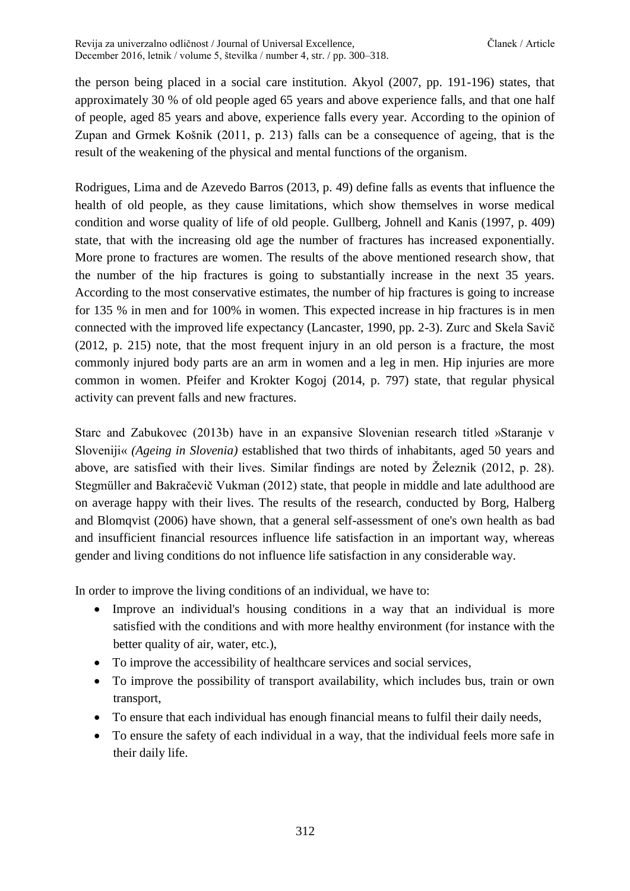the person being placed in a social care institution. Akyol (2007, pp. 191-196) states, that approximately 30 % of old people aged 65 years and above experience falls, and that one half of people, aged 85 years and above, experience falls every year. According to the opinion of Zupan and Grmek Košnik (2011, p. 213) falls can be a consequence of ageing, that is the result of the weakening of the physical and mental functions of the organism.

Rodrigues, Lima and de Azevedo Barros (2013, p. 49) define falls as events that influence the health of old people, as they cause limitations, which show themselves in worse medical condition and worse quality of life of old people. Gullberg, Johnell and Kanis (1997, p. 409) state, that with the increasing old age the number of fractures has increased exponentially. More prone to fractures are women. The results of the above mentioned research show, that the number of the hip fractures is going to substantially increase in the next 35 years. According to the most conservative estimates, the number of hip fractures is going to increase for 135 % in men and for 100% in women. This expected increase in hip fractures is in men connected with the improved life expectancy (Lancaster, 1990, pp. 2-3). Zurc and Skela Savič (2012, p. 215) note, that the most frequent injury in an old person is a fracture, the most commonly injured body parts are an arm in women and a leg in men. Hip injuries are more common in women. Pfeifer and Krokter Kogoj (2014, p. 797) state, that regular physical activity can prevent falls and new fractures.

Starc and Zabukovec (2013b) have in an expansive Slovenian research titled »Staranje v Sloveniji« *(Ageing in Slovenia)* established that two thirds of inhabitants, aged 50 years and above, are satisfied with their lives. Similar findings are noted by Železnik (2012, p. 28). Stegmüller and Bakračevič Vukman (2012) state, that people in middle and late adulthood are on average happy with their lives. The results of the research, conducted by Borg, Halberg and Blomqvist (2006) have shown, that a general self-assessment of one's own health as bad and insufficient financial resources influence life satisfaction in an important way, whereas gender and living conditions do not influence life satisfaction in any considerable way.

In order to improve the living conditions of an individual, we have to:

- Improve an individual's housing conditions in a way that an individual is more satisfied with the conditions and with more healthy environment (for instance with the better quality of air, water, etc.),
- To improve the accessibility of healthcare services and social services,
- To improve the possibility of transport availability, which includes bus, train or own transport,
- To ensure that each individual has enough financial means to fulfil their daily needs,
- To ensure the safety of each individual in a way, that the individual feels more safe in their daily life.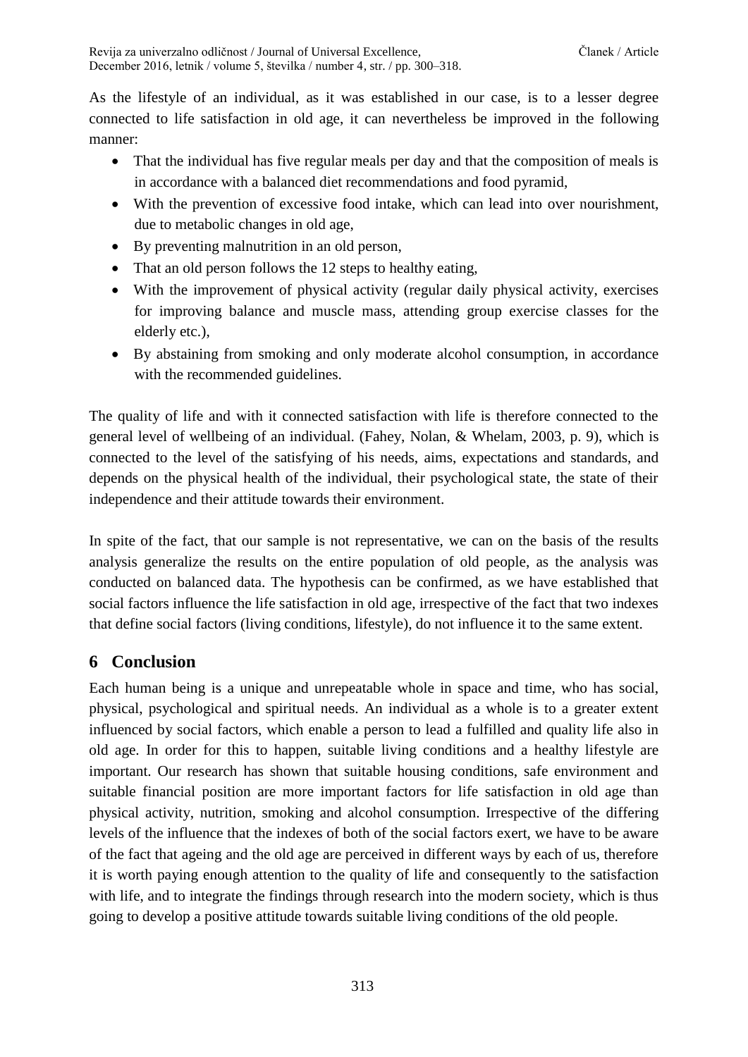As the lifestyle of an individual, as it was established in our case, is to a lesser degree connected to life satisfaction in old age, it can nevertheless be improved in the following manner:

- That the individual has five regular meals per day and that the composition of meals is in accordance with a balanced diet recommendations and food pyramid,
- With the prevention of excessive food intake, which can lead into over nourishment, due to metabolic changes in old age,
- By preventing malnutrition in an old person,
- That an old person follows the 12 steps to healthy eating,
- With the improvement of physical activity (regular daily physical activity, exercises for improving balance and muscle mass, attending group exercise classes for the elderly etc.),
- By abstaining from smoking and only moderate alcohol consumption, in accordance with the recommended guidelines.

The quality of life and with it connected satisfaction with life is therefore connected to the general level of wellbeing of an individual. (Fahey, Nolan, & Whelam, 2003, p. 9), which is connected to the level of the satisfying of his needs, aims, expectations and standards, and depends on the physical health of the individual, their psychological state, the state of their independence and their attitude towards their environment.

In spite of the fact, that our sample is not representative, we can on the basis of the results analysis generalize the results on the entire population of old people, as the analysis was conducted on balanced data. The hypothesis can be confirmed, as we have established that social factors influence the life satisfaction in old age, irrespective of the fact that two indexes that define social factors (living conditions, lifestyle), do not influence it to the same extent.

## 6 Conclusion

Each human being is a unique and unrepeatable whole in space and time, who has social, physical, psychological and spiritual needs. An individual as a whole is to a greater extent influenced by social factors, which enable a person to lead a fulfilled and quality life also in old age. In order for this to happen, suitable living conditions and a healthy lifestyle are important. Our research has shown that suitable housing conditions, safe environment and suitable financial position are more important factors for life satisfaction in old age than physical activity, nutrition, smoking and alcohol consumption. Irrespective of the differing levels of the influence that the indexes of both of the social factors exert, we have to be aware of the fact that ageing and the old age are perceived in different ways by each of us, therefore it is worth paying enough attention to the quality of life and consequently to the satisfaction with life, and to integrate the findings through research into the modern society, which is thus going to develop a positive attitude towards suitable living conditions of the old people.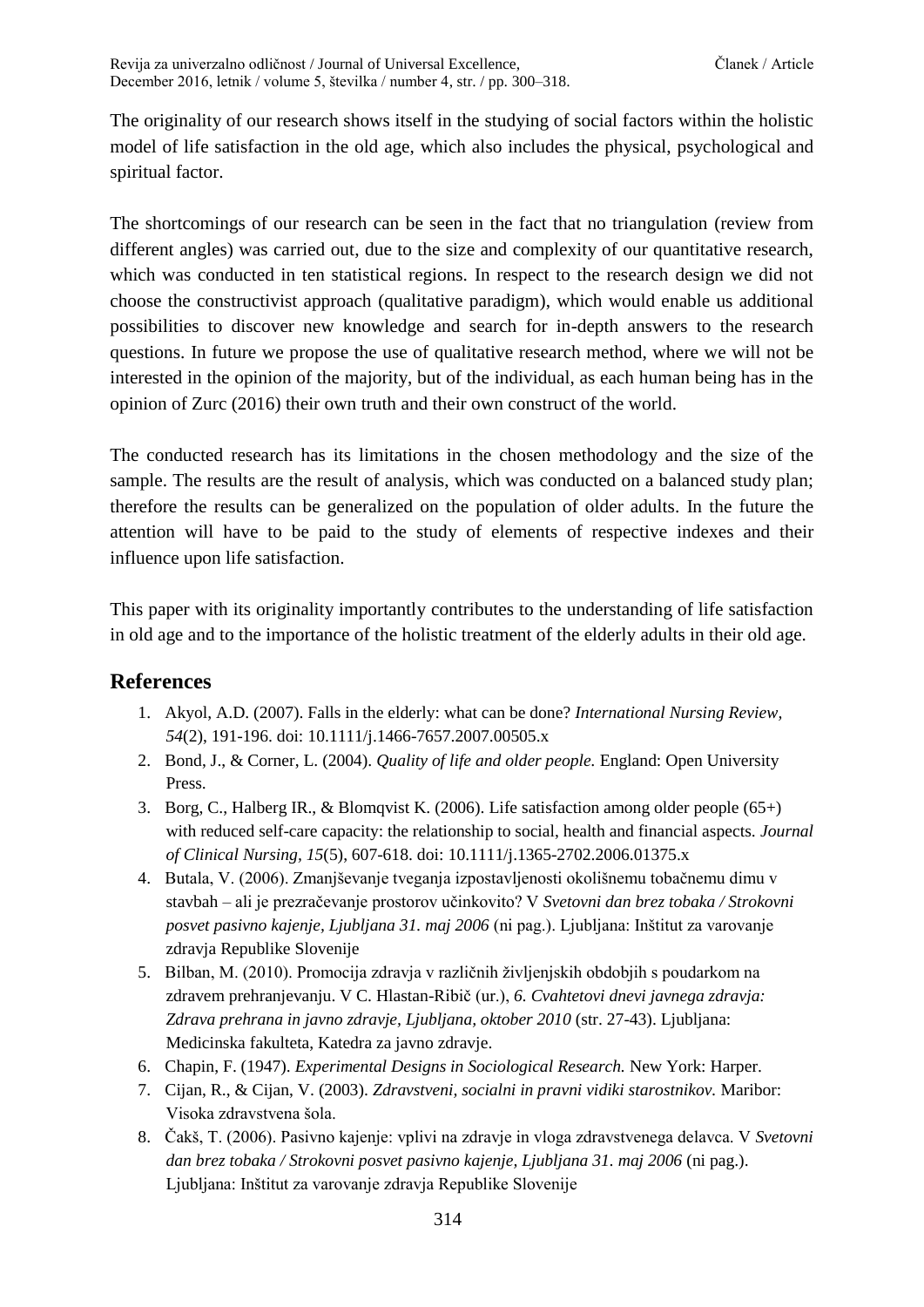The originality of our research shows itself in the studying of social factors within the holistic model of life satisfaction in the old age, which also includes the physical, psychological and spiritual factor.

The shortcomings of our research can be seen in the fact that no triangulation (review from different angles) was carried out, due to the size and complexity of our quantitative research, which was conducted in ten statistical regions. In respect to the research design we did not choose the constructivist approach (qualitative paradigm), which would enable us additional possibilities to discover new knowledge and search for in-depth answers to the research questions. In future we propose the use of qualitative research method, where we will not be interested in the opinion of the majority, but of the individual, as each human being has in the opinion of Zurc (2016) their own truth and their own construct of the world.

The conducted research has its limitations in the chosen methodology and the size of the sample. The results are the result of analysis, which was conducted on a balanced study plan; therefore the results can be generalized on the population of older adults. In the future the attention will have to be paid to the study of elements of respective indexes and their influence upon life satisfaction.

This paper with its originality importantly contributes to the understanding of life satisfaction in old age and to the importance of the holistic treatment of the elderly adults in their old age.

## References

1. Akyol, A.D. (2007). Falls in the elderly: what can be done? *International Nursing Review, 54*(2), 191-196. doi: 10.1111/j.1466-7657.2007.00505.x
2. Bond, J., & Corner, L. (2004). *Quality of life and older people.* England: Open University Press.
3. Borg, C., Halberg IR., & Blomqvist K. (2006). Life satisfaction among older people (65+) with reduced self-care capacity: the relationship to social, health and financial aspects. *Journal of Clinical Nursing, 15*(5), 607-618. doi: 10.1111/j.1365-2702.2006.01375.x
4. Butala, V. (2006). Zmanjševanje tveganja izpostavljenosti okolišnemu tobačnemu dimu v stavbah – ali je prezračevanje prostorov učinkovito? V *Svetovni dan brez tobaka / Strokovni posvet pasivno kajenje, Ljubljana 31. maj 2006* (ni pag.). Ljubljana: Inštitut za varovanje zdravja Republike Slovenije
5. Bilban, M. (2010). Promocija zdravja v različnih življenjskih obdobjih s poudarkom na zdravem prehranjevanju. V C. Hlastan-Ribič (ur.), *6. Cvahtetovi dnevi javnega zdravja: Zdrava prehrana in javno zdravje, Ljubljana, oktober 2010* (str. 27-43). Ljubljana: Medicinska fakulteta, Katedra za javno zdravje.
6. Chapin, F. (1947). *Experimental Designs in Sociological Research.* New York: Harper.
7. Cijan, R., & Cijan, V. (2003). *Zdravstveni, socialni in pravni vidiki starostnikov.* Maribor: Visoka zdravstvena šola.
8. Čakš, T. (2006). Pasivno kajenje: vplivi na zdravje in vloga zdravstvenega delavca. V *Svetovni dan brez tobaka / Strokovni posvet pasivno kajenje, Ljubljana 31. maj 2006* (ni pag.). Ljubljana: Inštitut za varovanje zdravja Republike Slovenije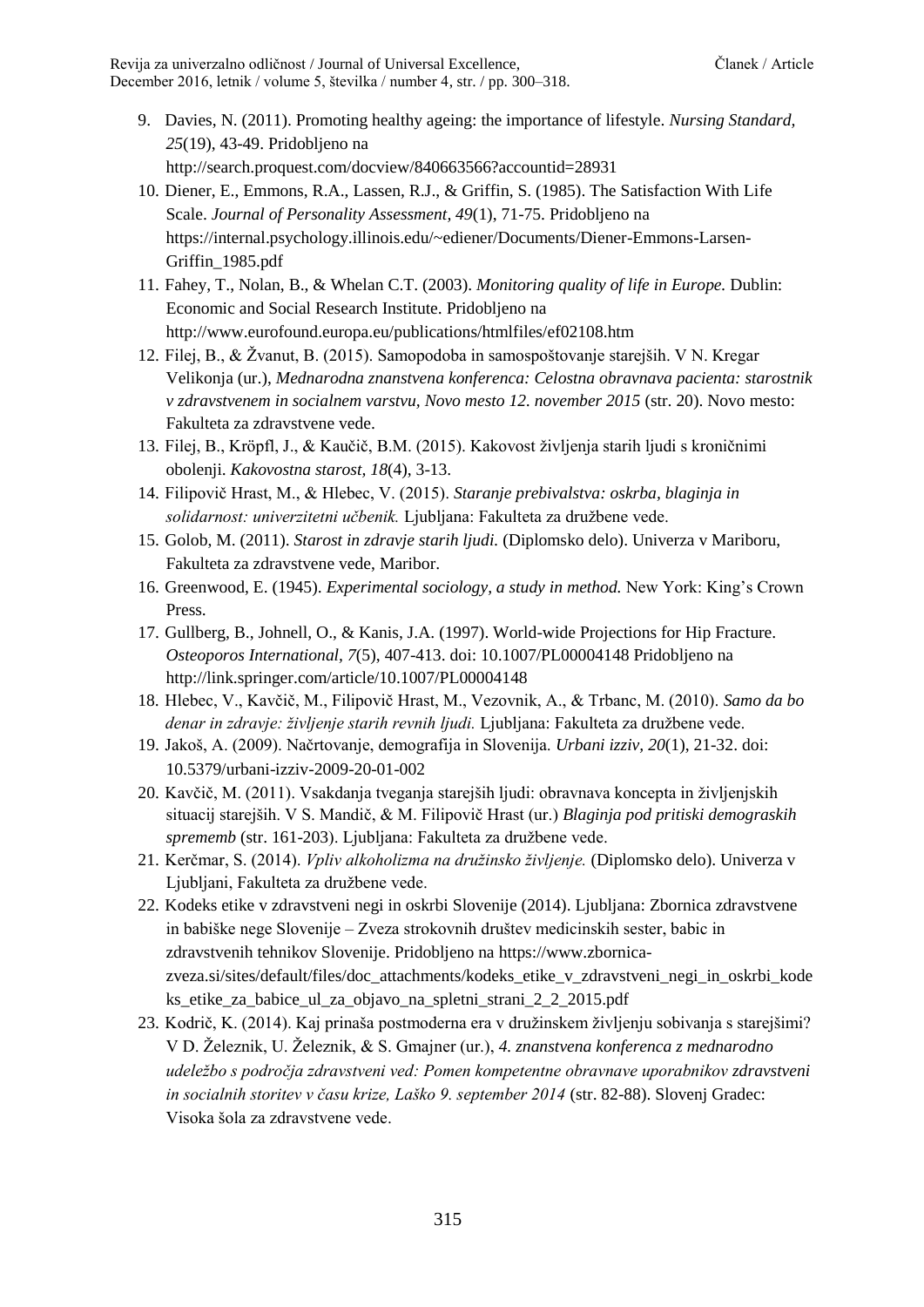9. Davies, N. (2011). Promoting healthy ageing: the importance of lifestyle. *Nursing Standard, 25*(19), 43-49. Pridobljeno na http://search.proquest.com/docview/840663566?accountid=28931
10. Diener, E., Emmons, R.A., Lassen, R.J., & Griffin, S. (1985). The Satisfaction With Life Scale. *Journal of Personality Assessment*, *49*(1), 71-75. Pridobljeno na https://internal.psychology.illinois.edu/~ediener/Documents/Diener-Emmons-Larsen-Griffin_1985.pdf
11. Fahey, T., Nolan, B., & Whelan C.T. (2003). *Monitoring quality of life in Europe.* Dublin: Economic and Social Research Institute. Pridobljeno na http://www.eurofound.europa.eu/publications/htmlfiles/ef02108.htm
12. Filej, B., & Žvanut, B. (2015). Samopodoba in samospoštovanje starejših. V N. Kregar Velikonja (ur.), *Mednarodna znanstvena konferenca: Celostna obravnava pacienta: starostnik v zdravstvenem in socialnem varstvu, Novo mesto 12. november 2015* (str. 20). Novo mesto: Fakulteta za zdravstvene vede.
13. Filej, B., Kröpfl, J., & Kaučič, B.M. (2015). Kakovost življenja starih ljudi s kroničnimi obolenji. *Kakovostna starost*, *18*(4), 3-13.
14. Filipovič Hrast, M., & Hlebec, V. (2015). *Staranje prebivalstva: oskrba, blaginja in solidarnost: univerzitetni učbenik.* Ljubljana: Fakulteta za družbene vede.
15. Golob, M. (2011). *Starost in zdravje starih ljudi.* (Diplomsko delo). Univerza v Mariboru, Fakulteta za zdravstvene vede, Maribor.
16. Greenwood, E. (1945). *Experimental sociology, a study in method.* New York: King's Crown Press.
17. Gullberg, B., Johnell, O., & Kanis, J.A. (1997). World-wide Projections for Hip Fracture. *Osteoporos International*, *7*(5), 407-413. doi: 10.1007/PL00004148 Pridobljeno na http://link.springer.com/article/10.1007/PL00004148
18. Hlebec, V., Kavčič, M., Filipovič Hrast, M., Vezovnik, A., & Trbanc, M. (2010). *Samo da bo denar in zdravje: življenje starih revnih ljudi.* Ljubljana: Fakulteta za družbene vede.
19. Jakoš, A. (2009). Načrtovanje, demografija in Slovenija. *Urbani izziv, 20*(1), 21-32. doi: 10.5379/urbani-izziv-2009-20-01-002
20. Kavčič, M. (2011). Vsakdanja tveganja starejših ljudi: obravnava koncepta in življenjskih situacij starejših. V S. Mandič, & M. Filipovič Hrast (ur.) *Blaginja pod pritiski demograskih sprememb* (str. 161-203). Ljubljana: Fakulteta za družbene vede.
21. Kerčmar, S. (2014). *Vpliv alkoholizma na družinsko življenje.* (Diplomsko delo). Univerza v Ljubljani, Fakulteta za družbene vede.
22. Kodeks etike v zdravstveni negi in oskrbi Slovenije (2014). Ljubljana: Zbornica zdravstvene in babiške nege Slovenije – Zveza strokovnih društev medicinskih sester, babic in zdravstvenih tehnikov Slovenije. Pridobljeno na https://www.zbornica-zveza.si/sites/default/files/doc_attachments/kodeks_etike_v_zdravstveni_negi_in_oskrbi_kodeks_etike_za_babice_ul_za_objavo_na_spletni_strani_2_2_2015.pdf
23. Kodrič, K. (2014). Kaj prinaša postmoderna era v družinskem življenju sobivanja s starejšimi? V D. Železnik, U. Železnik, & S. Gmajner (ur.), *4. znanstvena konferenca z mednarodno udeležbo s področja zdravstveni ved: Pomen kompetentne obravnave uporabnikov zdravstveni in socialnih storitev v času krize, Laško 9. september 2014* (str. 82-88). Slovenj Gradec: Visoka šola za zdravstvene vede.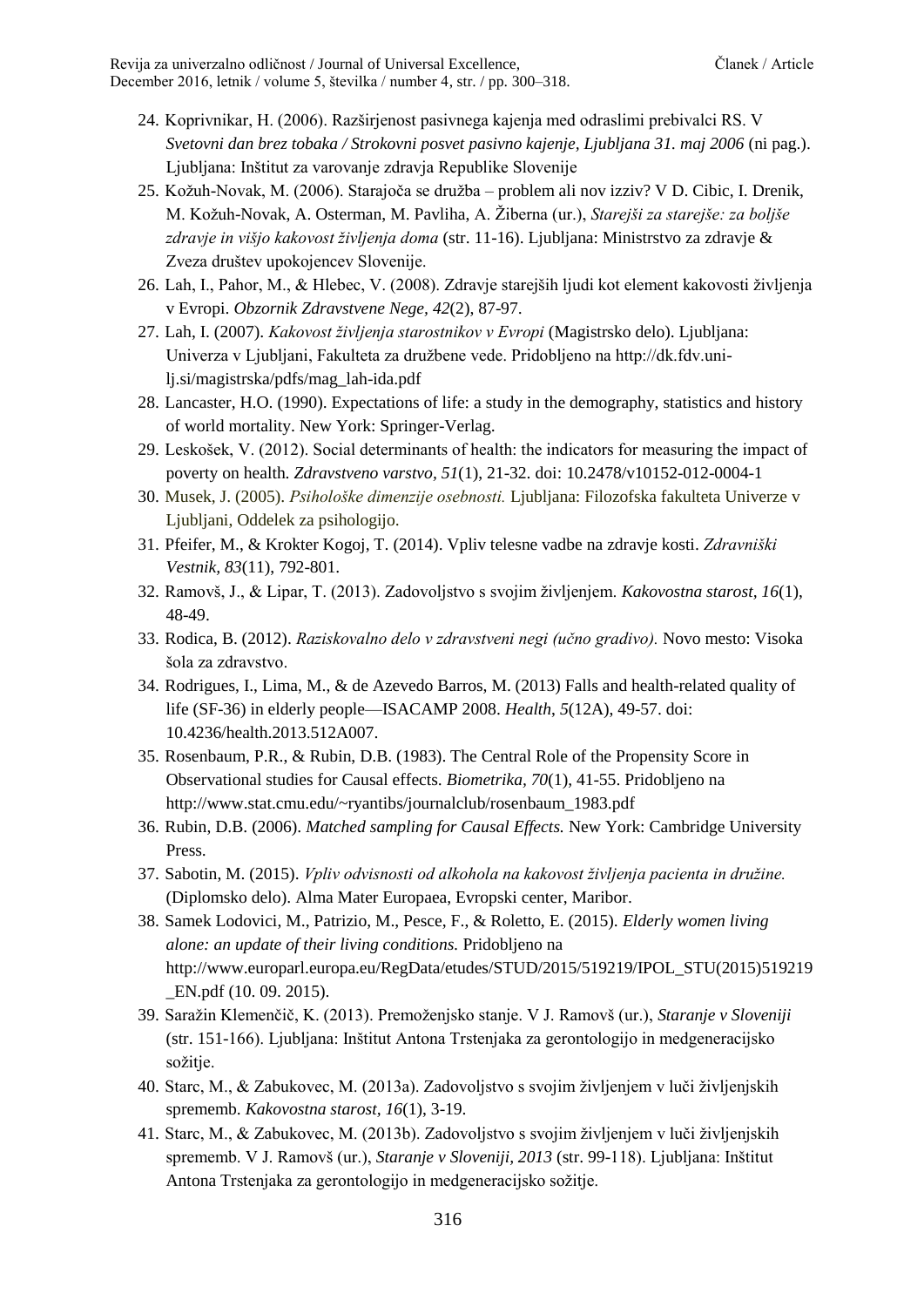24. Koprivnikar, H. (2006). Razširjenost pasivnega kajenja med odraslimi prebivalci RS. V *Svetovni dan brez tobaka / Strokovni posvet pasivno kajenje, Ljubljana 31. maj 2006* (ni pag.). Ljubljana: Inštitut za varovanje zdravja Republike Slovenije
25. Kožuh-Novak, M. (2006). Starajoča se družba – problem ali nov izziv? V D. Cibic, I. Drenik, M. Kožuh-Novak, A. Osterman, M. Pavliha, A. Žiberna (ur.), *Starejši za starejše: za boljše zdravje in višjo kakovost življenja doma* (str. 11-16). Ljubljana: Ministrstvo za zdravje & Zveza društev upokojencev Slovenije.
26. Lah, I., Pahor, M., & Hlebec, V. (2008). Zdravje starejših ljudi kot element kakovosti življenja v Evropi. *Obzornik Zdravstvene Nege, 42*(2), 87-97.
27. Lah, I. (2007). *Kakovost življenja starostnikov v Evropi* (Magistrsko delo). Ljubljana: Univerza v Ljubljani, Fakulteta za družbene vede. Pridobljeno na http://dk.fdv.uni-lj.si/magistrska/pdfs/mag_lah-ida.pdf
28. Lancaster, H.O. (1990). Expectations of life: a study in the demography, statistics and history of world mortality. New York: Springer-Verlag.
29. Leskošek, V. (2012). Social determinants of health: the indicators for measuring the impact of poverty on health. *Zdravstveno varstvo, 51*(1), 21-32. doi: 10.2478/v10152-012-0004-1
30. Musek, J. (2005). *Psihološke dimenzije osebnosti.* Ljubljana: Filozofska fakulteta Univerze v Ljubljani, Oddelek za psihologijo.
31. Pfeifer, M., & Krokter Kogoj, T. (2014). Vpliv telesne vadbe na zdravje kosti. *Zdravniški Vestnik, 83*(11), 792-801.
32. Ramovš, J., & Lipar, T. (2013). Zadovoljstvo s svojim življenjem. *Kakovostna starost, 16*(1), 48-49.
33. Rodica, B. (2012). *Raziskovalno delo v zdravstveni negi (učno gradivo).* Novo mesto: Visoka šola za zdravstvo.
34. Rodrigues, I., Lima, M., & de Azevedo Barros, M. (2013) Falls and health-related quality of life (SF-36) in elderly people—ISACAMP 2008. *Health*, *5*(12A), 49-57. doi: 10.4236/health.2013.512A007.
35. Rosenbaum, P.R., & Rubin, D.B. (1983). The Central Role of the Propensity Score in Observational studies for Causal effects. *Biometrika, 70*(1), 41-55. Pridobljeno na http://www.stat.cmu.edu/~ryantibs/journalclub/rosenbaum_1983.pdf
36. Rubin, D.B. (2006). *Matched sampling for Causal Effects.* New York: Cambridge University Press.
37. Sabotin, M. (2015). *Vpliv odvisnosti od alkohola na kakovost življenja pacienta in družine.* (Diplomsko delo). Alma Mater Europaea, Evropski center, Maribor.
38. Samek Lodovici, M., Patrizio, M., Pesce, F., & Roletto, E. (2015). *Elderly women living alone: an update of their living conditions.* Pridobljeno na http://www.europarl.europa.eu/RegData/etudes/STUD/2015/519219/IPOL_STU(2015)519219_EN.pdf (10. 09. 2015).
39. Saražin Klemenčič, K. (2013). Premoženjsko stanje. V J. Ramovš (ur.), *Staranje v Sloveniji* (str. 151-166). Ljubljana: Inštitut Antona Trstenjaka za gerontologijo in medgeneracijsko sožitje.
40. Starc, M., & Zabukovec, M. (2013a). Zadovoljstvo s svojim življenjem v luči življenjskih sprememb. *Kakovostna starost, 16*(1), 3-19.
41. Starc, M., & Zabukovec, M. (2013b). Zadovoljstvo s svojim življenjem v luči življenjskih sprememb. V J. Ramovš (ur.), *Staranje v Sloveniji, 2013* (str. 99-118). Ljubljana: Inštitut Antona Trstenjaka za gerontologijo in medgeneracijsko sožitje.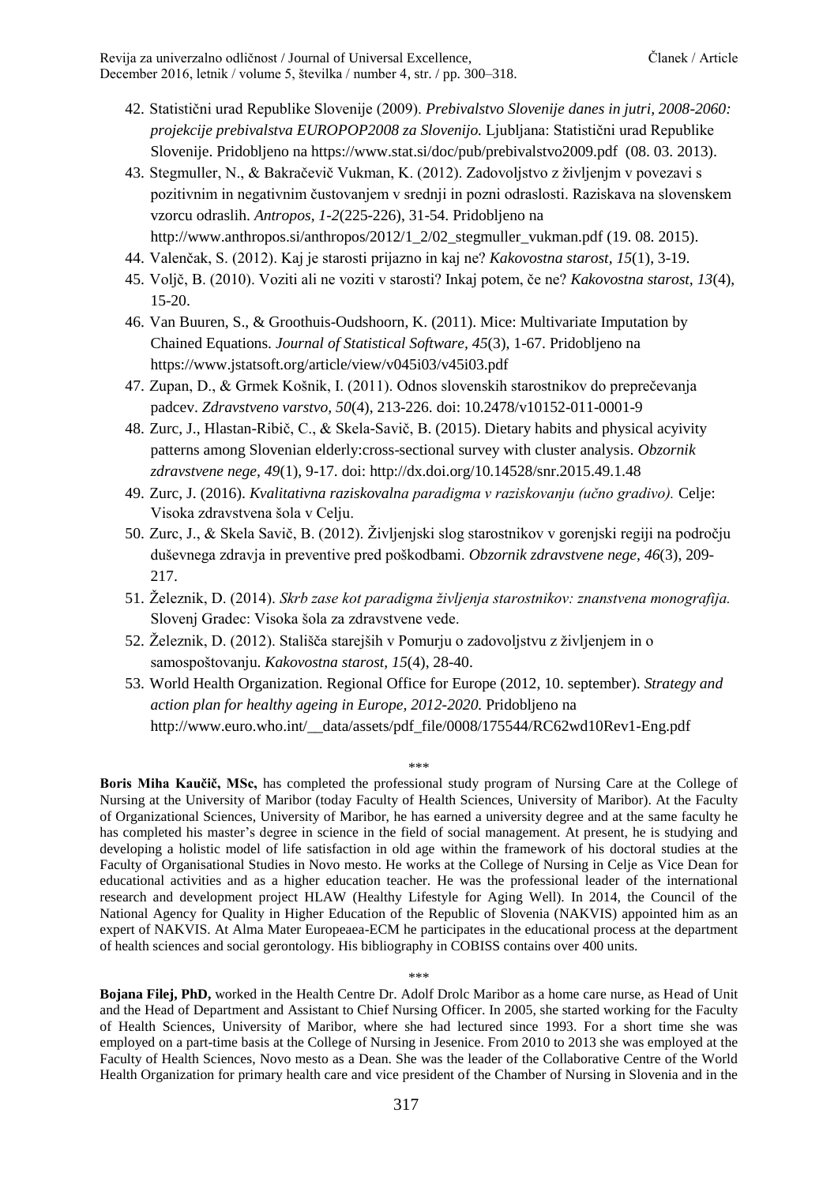42. Statistični urad Republike Slovenije (2009). *Prebivalstvo Slovenije danes in jutri, 2008-2060: projekcije prebivalstva EUROPOP2008 za Slovenijo.* Ljubljana: Statistični urad Republike Slovenije. Pridobljeno na https://www.stat.si/doc/pub/prebivalstvo2009.pdf (08. 03. 2013).
43. Stegmuller, N., & Bakračevič Vukman, K. (2012). Zadovoljstvo z življenjm v povezavi s pozitivnim in negativnim čustovanjem v srednji in pozni odraslosti. Raziskava na slovenskem vzorcu odraslih. *Antropos*, *1-2*(225-226), 31-54. Pridobljeno na http://www.anthropos.si/anthropos/2012/1_2/02_stegmuller_vukman.pdf (19. 08. 2015).
44. Valenčak, S. (2012). Kaj je starosti prijazno in kaj ne? *Kakovostna starost*, *15*(1), 3-19.
45. Voljč, B. (2010). Voziti ali ne voziti v starosti? Inkaj potem, če ne? *Kakovostna starost*, *13*(4), 15-20.
46. Van Buuren, S., & Groothuis-Oudshoorn, K. (2011). Mice: Multivariate Imputation by Chained Equations. *Journal of Statistical Software, 45*(3), 1-67. Pridobljeno na https://www.jstatsoft.org/article/view/v045i03/v45i03.pdf
47. Zupan, D., & Grmek Košnik, I. (2011). Odnos slovenskih starostnikov do preprečevanja padcev. *Zdravstveno varstvo*, *50*(4), 213-226. doi: 10.2478/v10152-011-0001-9
48. Zurc, J., Hlastan-Ribič, C., & Skela-Savič, B. (2015). Dietary habits and physical acyivity patterns among Slovenian elderly:cross-sectional survey with cluster analysis. *Obzornik zdravstvene nege*, *49*(1), 9-17. doi: http://dx.doi.org/10.14528/snr.2015.49.1.48
49. Zurc, J. (2016). *Kvalitativna raziskovalna paradigma v raziskovanju (učno gradivo).* Celje: Visoka zdravstvena šola v Celju.
50. Zurc, J., & Skela Savič, B. (2012). Življenjski slog starostnikov v gorenjski regiji na področju duševnega zdravja in preventive pred poškodbami. *Obzornik zdravstvene nege*, *46*(3), 209-217.
51. Železnik, D. (2014). *Skrb zase kot paradigma življenja starostnikov: znanstvena monografija.* Slovenj Gradec: Visoka šola za zdravstvene vede.
52. Železnik, D. (2012). Stališča starejših v Pomurju o zadovoljstvu z življenjem in o samospoštovanju. *Kakovostna starost, 15*(4), 28-40.
53. World Health Organization. Regional Office for Europe (2012, 10. september). *Strategy and action plan for healthy ageing in Europe, 2012-2020.* Pridobljeno na http://www.euro.who.int/__data/assets/pdf_file/0008/175544/RC62wd10Rev1-Eng.pdf

\*\*\*

**Boris Miha Kaučič, MSc,** has completed the professional study program of Nursing Care at the College of Nursing at the University of Maribor (today Faculty of Health Sciences, University of Maribor). At the Faculty of Organizational Sciences, University of Maribor, he has earned a university degree and at the same faculty he has completed his master's degree in science in the field of social management. At present, he is studying and developing a holistic model of life satisfaction in old age within the framework of his doctoral studies at the Faculty of Organisational Studies in Novo mesto. He works at the College of Nursing in Celje as Vice Dean for educational activities and as a higher education teacher. He was the professional leader of the international research and development project HLAW (Healthy Lifestyle for Aging Well). In 2014, the Council of the National Agency for Quality in Higher Education of the Republic of Slovenia (NAKVIS) appointed him as an expert of NAKVIS. At Alma Mater Europeaea-ECM he participates in the educational process at the department of health sciences and social gerontology. His bibliography in COBISS contains over 400 units.

\*\*\*

**Bojana Filej, PhD,** worked in the Health Centre Dr. Adolf Drolc Maribor as a home care nurse, as Head of Unit and the Head of Department and Assistant to Chief Nursing Officer. In 2005, she started working for the Faculty of Health Sciences, University of Maribor, where she had lectured since 1993. For a short time she was employed on a part-time basis at the College of Nursing in Jesenice. From 2010 to 2013 she was employed at the Faculty of Health Sciences, Novo mesto as a Dean. She was the leader of the Collaborative Centre of the World Health Organization for primary health care and vice president of the Chamber of Nursing in Slovenia and in the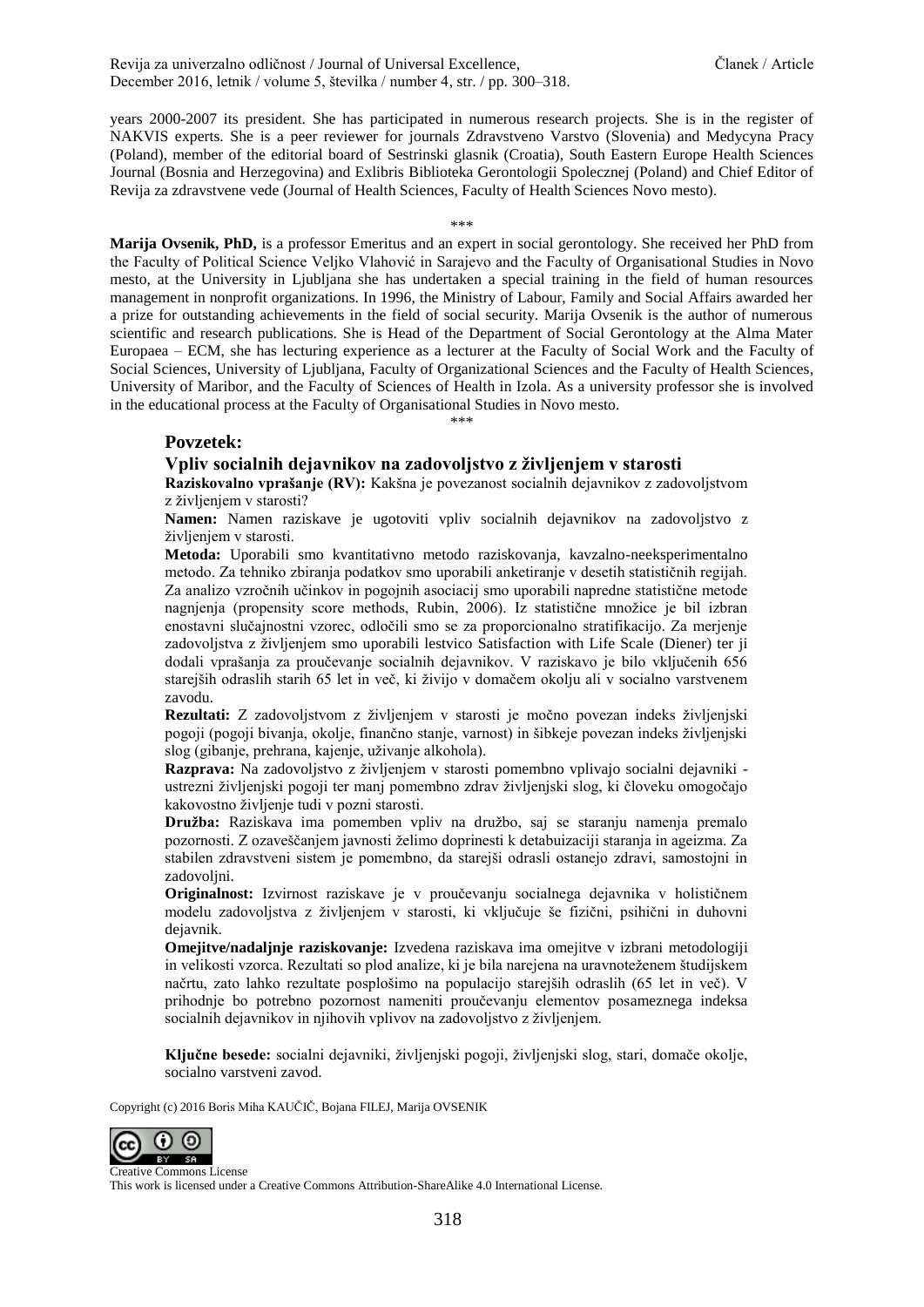years 2000-2007 its president. She has participated in numerous research projects. She is in the register of NAKVIS experts. She is a peer reviewer for journals Zdravstveno Varstvo (Slovenia) and Medycyna Pracy (Poland), member of the editorial board of Sestrinski glasnik (Croatia), South Eastern Europe Health Sciences Journal (Bosnia and Herzegovina) and Exlibris Biblioteka Gerontologii Spolecznej (Poland) and Chief Editor of Revija za zdravstvene vede (Journal of Health Sciences, Faculty of Health Sciences Novo mesto).

\*\*\*

**Marija Ovsenik, PhD,** is a professor Emeritus and an expert in social gerontology. She received her PhD from the Faculty of Political Science Veljko Vlahović in Sarajevo and the Faculty of Organisational Studies in Novo mesto, at the University in Ljubljana she has undertaken a special training in the field of human resources management in nonprofit organizations. In 1996, the Ministry of Labour, Family and Social Affairs awarded her a prize for outstanding achievements in the field of social security. Marija Ovsenik is the author of numerous scientific and research publications. She is Head of the Department of Social Gerontology at the Alma Mater Europaea – ECM, she has lecturing experience as a lecturer at the Faculty of Social Work and the Faculty of Social Sciences, University of Ljubljana, Faculty of Organizational Sciences and the Faculty of Health Sciences, University of Maribor, and the Faculty of Sciences of Health in Izola. As a university professor she is involved in the educational process at the Faculty of Organisational Studies in Novo mesto.

\*\*\*

## Povzetek:

### Vpliv socialnih dejavnikov na zadovoljstvo z življenjem v starosti

**Raziskovalno vprašanje (RV):** Kakšna je povezanost socialnih dejavnikov z zadovoljstvom z življenjem v starosti?

**Namen:** Namen raziskave je ugotoviti vpliv socialnih dejavnikov na zadovoljstvo z življenjem v starosti.

**Metoda:** Uporabili smo kvantitativno metodo raziskovanja, kavzalno-neeksperimentalno metodo. Za tehniko zbiranja podatkov smo uporabili anketiranje v desetih statističnih regijah. Za analizo vzročnih učinkov in pogojnih asociacij smo uporabili napredne statistične metode nagnjenja (propensity score methods, Rubin, 2006). Iz statistične množice je bil izbran enostavni slučajnostni vzorec, odločili smo se za proporcionalno stratifikacijo. Za merjenje zadovoljstva z življenjem smo uporabili lestvico Satisfaction with Life Scale (Diener) ter ji dodali vprašanja za proučevanje socialnih dejavnikov. V raziskavo je bilo vključenih 656 starejših odraslih starih 65 let in več, ki živijo v domačem okolju ali v socialno varstvenem zavodu.

**Rezultati:** Z zadovoljstvom z življenjem v starosti je močno povezan indeks življenjski pogoji (pogoji bivanja, okolje, finančno stanje, varnost) in šibkeje povezan indeks življenjski slog (gibanje, prehrana, kajenje, uživanje alkohola).

**Razprava:** Na zadovoljstvo z življenjem v starosti pomembno vplivajo socialni dejavniki - ustrezni življenjski pogoji ter manj pomembno zdrav življenjski slog, ki človeku omogočajo kakovostno življenje tudi v pozni starosti.

**Družba:** Raziskava ima pomemben vpliv na družbo, saj se staranju namenja premalo pozornosti. Z ozaveščanjem javnosti želimo doprinesti k detabuizaciji staranja in ageizma. Za stabilen zdravstveni sistem je pomembno, da starejši odrasli ostanejo zdravi, samostojni in zadovoljni.

**Originalnost:** Izvirnost raziskave je v proučevanju socialnega dejavnika v holističnem modelu zadovoljstva z življenjem v starosti, ki vključuje še fizični, psihični in duhovni dejavnik.

**Omejitve/nadaljnje raziskovanje:** Izvedena raziskava ima omejitve v izbrani metodologiji in velikosti vzorca. Rezultati so plod analize, ki je bila narejena na uravnoteženem študijskem načrtu, zato lahko rezultate posplošimo na populacijo starejših odraslih (65 let in več). V prihodnje bo potrebno pozornost nameniti proučevanju elementov posameznega indeksa socialnih dejavnikov in njihovih vplivov na zadovoljstvo z življenjem.

**Ključne besede:** socialni dejavniki, življenjski pogoji, življenjski slog, stari, domače okolje, socialno varstveni zavod.

Copyright (c) 2016 Boris Miha KAUČIČ, Bojana FILEJ, Marija OVSENIK

Creative Commons License
This work is licensed under a Creative Commons Attribution-ShareAlike 4.0 International License.